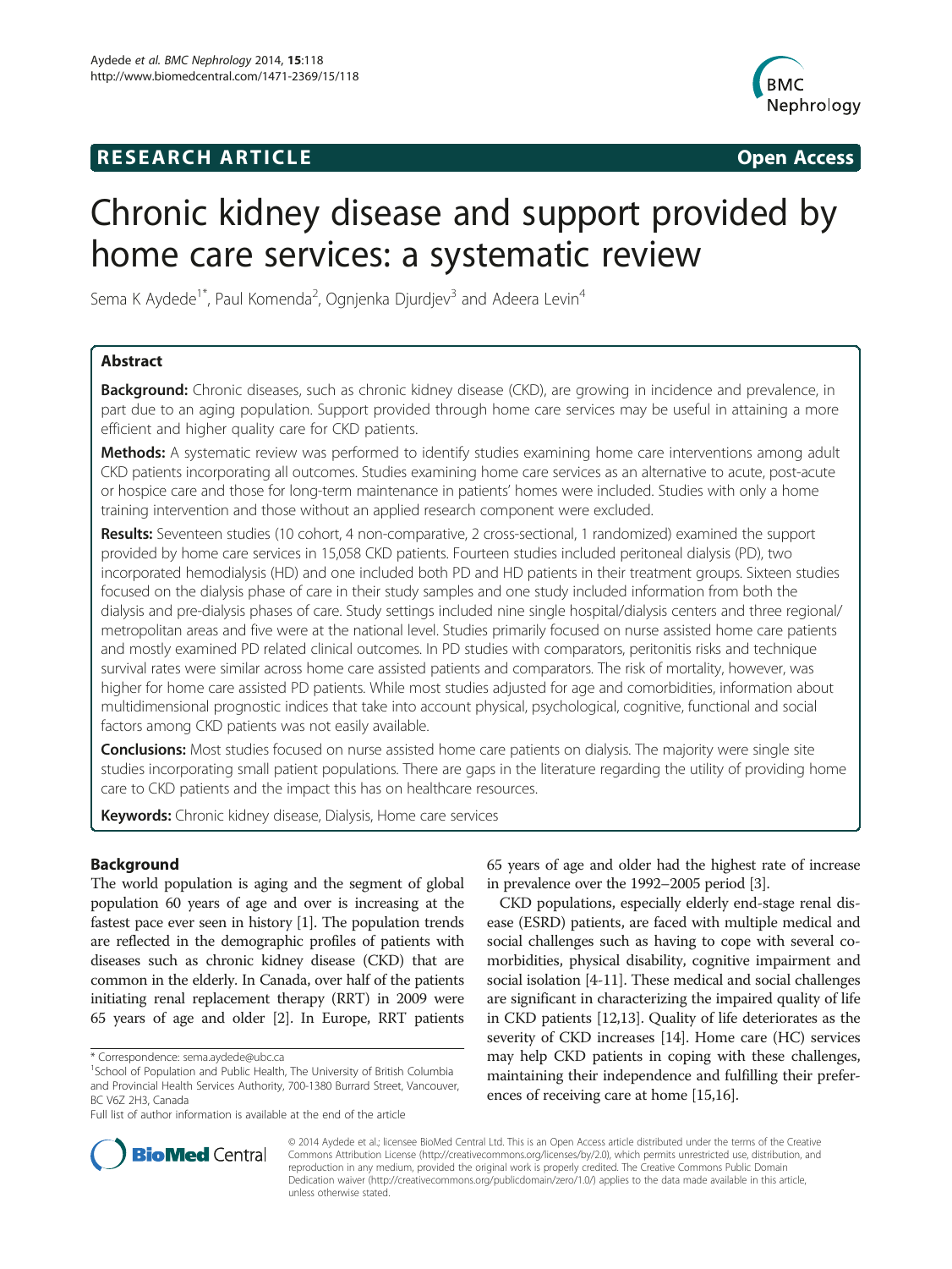**RESEARCH ARTICLE** **Open Access**

# Chronic kidney disease and support provided by home care services: a systematic review

Sema K Aydede[1*], Paul Komenda[2], Ognjenka Djurdjev[3] and Adeera Levin[4]

## Abstract

**Background:** Chronic diseases, such as chronic kidney disease (CKD), are growing in incidence and prevalence, in part due to an aging population. Support provided through home care services may be useful in attaining a more efficient and higher quality care for CKD patients.

**Methods:** A systematic review was performed to identify studies examining home care interventions among adult CKD patients incorporating all outcomes. Studies examining home care services as an alternative to acute, post-acute or hospice care and those for long-term maintenance in patients' homes were included. Studies with only a home training intervention and those without an applied research component were excluded.

**Results:** Seventeen studies (10 cohort, 4 non-comparative, 2 cross-sectional, 1 randomized) examined the support provided by home care services in 15,058 CKD patients. Fourteen studies included peritoneal dialysis (PD), two incorporated hemodialysis (HD) and one included both PD and HD patients in their treatment groups. Sixteen studies focused on the dialysis phase of care in their study samples and one study included information from both the dialysis and pre-dialysis phases of care. Study settings included nine single hospital/dialysis centers and three regional/metropolitan areas and five were at the national level. Studies primarily focused on nurse assisted home care patients and mostly examined PD related clinical outcomes. In PD studies with comparators, peritonitis risks and technique survival rates were similar across home care assisted patients and comparators. The risk of mortality, however, was higher for home care assisted PD patients. While most studies adjusted for age and comorbidities, information about multidimensional prognostic indices that take into account physical, psychological, cognitive, functional and social factors among CKD patients was not easily available.

**Conclusions:** Most studies focused on nurse assisted home care patients on dialysis. The majority were single site studies incorporating small patient populations. There are gaps in the literature regarding the utility of providing home care to CKD patients and the impact this has on healthcare resources.

**Keywords:** Chronic kidney disease, Dialysis, Home care services

## Background

The world population is aging and the segment of global population 60 years of age and over is increasing at the fastest pace ever seen in history [1]. The population trends are reflected in the demographic profiles of patients with diseases such as chronic kidney disease (CKD) that are common in the elderly. In Canada, over half of the patients initiating renal replacement therapy (RRT) in 2009 were 65 years of age and older [2]. In Europe, RRT patients 65 years of age and older had the highest rate of increase in prevalence over the 1992–2005 period [3].

CKD populations, especially elderly end-stage renal disease (ESRD) patients, are faced with multiple medical and social challenges such as having to cope with several comorbidities, physical disability, cognitive impairment and social isolation [4-11]. These medical and social challenges are significant in characterizing the impaired quality of life in CKD patients [12,13]. Quality of life deteriorates as the severity of CKD increases [14]. Home care (HC) services may help CKD patients in coping with these challenges, maintaining their independence and fulfilling their preferences of receiving care at home [15,16].

\* Correspondence: sema.aydede@ubc.ca

[1]School of Population and Public Health, The University of British Columbia and Provincial Health Services Authority, 700-1380 Burrard Street, Vancouver, BC V6Z 2H3, Canada

Full list of author information is available at the end of the article

© 2014 Aydede et al.; licensee BioMed Central Ltd. This is an Open Access article distributed under the terms of the Creative Commons Attribution License (http://creativecommons.org/licenses/by/2.0), which permits unrestricted use, distribution, and reproduction in any medium, provided the original work is properly credited. The Creative Commons Public Domain Dedication waiver (http://creativecommons.org/publicdomain/zero/1.0/) applies to the data made available in this article, unless otherwise stated.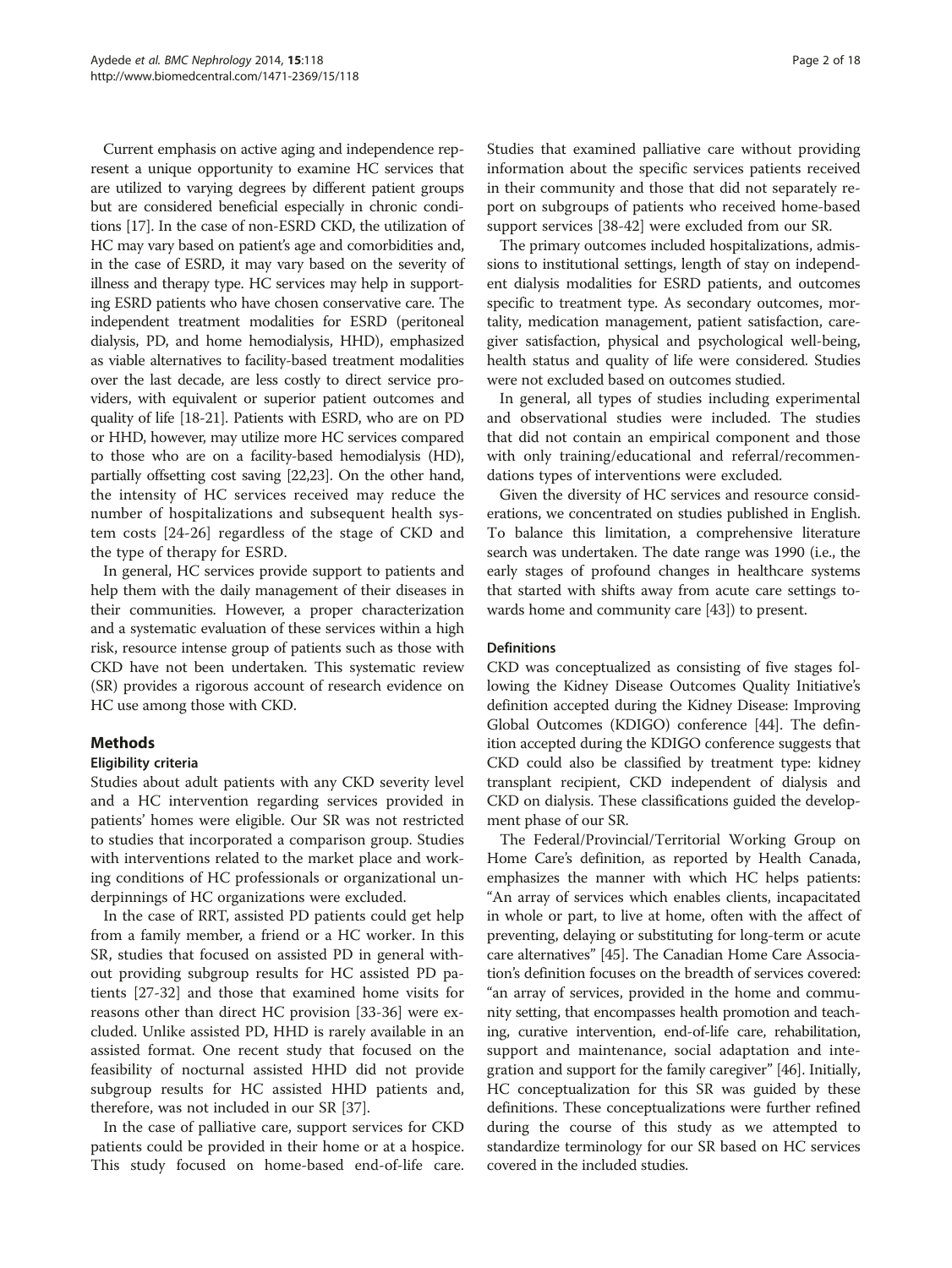Current emphasis on active aging and independence represent a unique opportunity to examine HC services that are utilized to varying degrees by different patient groups but are considered beneficial especially in chronic conditions [17]. In the case of non-ESRD CKD, the utilization of HC may vary based on patient's age and comorbidities and, in the case of ESRD, it may vary based on the severity of illness and therapy type. HC services may help in supporting ESRD patients who have chosen conservative care. The independent treatment modalities for ESRD (peritoneal dialysis, PD, and home hemodialysis, HHD), emphasized as viable alternatives to facility-based treatment modalities over the last decade, are less costly to direct service providers, with equivalent or superior patient outcomes and quality of life [18-21]. Patients with ESRD, who are on PD or HHD, however, may utilize more HC services compared to those who are on a facility-based hemodialysis (HD), partially offsetting cost saving [22,23]. On the other hand, the intensity of HC services received may reduce the number of hospitalizations and subsequent health system costs [24-26] regardless of the stage of CKD and the type of therapy for ESRD.

In general, HC services provide support to patients and help them with the daily management of their diseases in their communities. However, a proper characterization and a systematic evaluation of these services within a high risk, resource intense group of patients such as those with CKD have not been undertaken. This systematic review (SR) provides a rigorous account of research evidence on HC use among those with CKD.

## Methods

### Eligibility criteria

Studies about adult patients with any CKD severity level and a HC intervention regarding services provided in patients' homes were eligible. Our SR was not restricted to studies that incorporated a comparison group. Studies with interventions related to the market place and working conditions of HC professionals or organizational underpinnings of HC organizations were excluded.

In the case of RRT, assisted PD patients could get help from a family member, a friend or a HC worker. In this SR, studies that focused on assisted PD in general without providing subgroup results for HC assisted PD patients [27-32] and those that examined home visits for reasons other than direct HC provision [33-36] were excluded. Unlike assisted PD, HHD is rarely available in an assisted format. One recent study that focused on the feasibility of nocturnal assisted HHD did not provide subgroup results for HC assisted HHD patients and, therefore, was not included in our SR [37].

In the case of palliative care, support services for CKD patients could be provided in their home or at a hospice. This study focused on home-based end-of-life care. Studies that examined palliative care without providing information about the specific services patients received in their community and those that did not separately report on subgroups of patients who received home-based support services [38-42] were excluded from our SR.

The primary outcomes included hospitalizations, admissions to institutional settings, length of stay on independent dialysis modalities for ESRD patients, and outcomes specific to treatment type. As secondary outcomes, mortality, medication management, patient satisfaction, caregiver satisfaction, physical and psychological well-being, health status and quality of life were considered. Studies were not excluded based on outcomes studied.

In general, all types of studies including experimental and observational studies were included. The studies that did not contain an empirical component and those with only training/educational and referral/recommendations types of interventions were excluded.

Given the diversity of HC services and resource considerations, we concentrated on studies published in English. To balance this limitation, a comprehensive literature search was undertaken. The date range was 1990 (i.e., the early stages of profound changes in healthcare systems that started with shifts away from acute care settings towards home and community care [43]) to present.

### Definitions

CKD was conceptualized as consisting of five stages following the Kidney Disease Outcomes Quality Initiative's definition accepted during the Kidney Disease: Improving Global Outcomes (KDIGO) conference [44]. The definition accepted during the KDIGO conference suggests that CKD could also be classified by treatment type: kidney transplant recipient, CKD independent of dialysis and CKD on dialysis. These classifications guided the development phase of our SR.

The Federal/Provincial/Territorial Working Group on Home Care, as reported by Health Canada, emphasizes the manner with which HC helps patients: "An array of services which enables clients, incapacitated in whole or part, to live at home, often with the affect of preventing, delaying or substituting for long-term or acute care alternatives" [45]. The Canadian Home Care Association's definition focuses on the breadth of services covered: "an array of services, provided in the home and community setting, that encompasses health promotion and teaching, curative intervention, end-of-life care, rehabilitation, support and maintenance, social adaptation and integration and support for the family caregiver" [46]. Initially, HC conceptualization for this SR was guided by these definitions. These conceptualizations were further refined during the course of this study as we attempted to standardize terminology for our SR based on HC services covered in the included studies.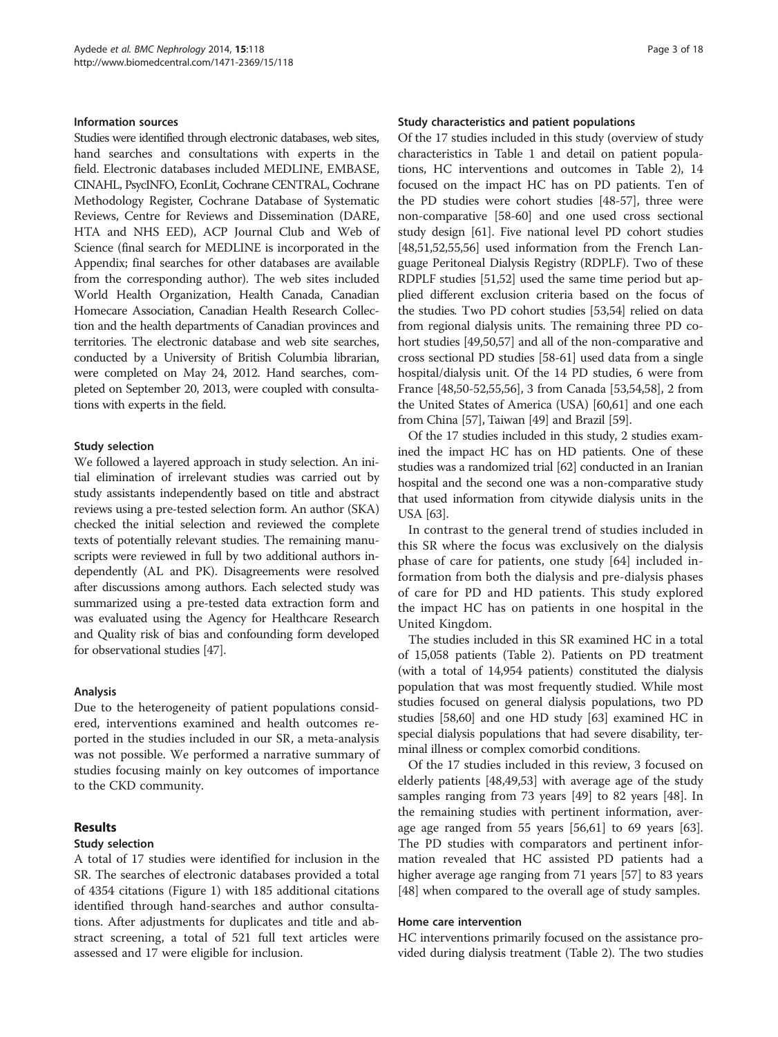### Information sources

Studies were identified through electronic databases, web sites, hand searches and consultations with experts in the field. Electronic databases included MEDLINE, EMBASE, CINAHL, PsycINFO, EconLit, Cochrane CENTRAL, Cochrane Methodology Register, Cochrane Database of Systematic Reviews, Centre for Reviews and Dissemination (DARE, HTA and NHS EED), ACP Journal Club and Web of Science (final search for MEDLINE is incorporated in the Appendix; final searches for other databases are available from the corresponding author). The web sites included World Health Organization, Health Canada, Canadian Homecare Association, Canadian Health Research Collection and the health departments of Canadian provinces and territories. The electronic database and web site searches, conducted by a University of British Columbia librarian, were completed on May 24, 2012. Hand searches, completed on September 20, 2013, were coupled with consultations with experts in the field.

### Study selection

We followed a layered approach in study selection. An initial elimination of irrelevant studies was carried out by study assistants independently based on title and abstract reviews using a pre-tested selection form. An author (SKA) checked the initial selection and reviewed the complete texts of potentially relevant studies. The remaining manuscripts were reviewed in full by two additional authors independently (AL and PK). Disagreements were resolved after discussions among authors. Each selected study was summarized using a pre-tested data extraction form and was evaluated using the Agency for Healthcare Research and Quality risk of bias and confounding form developed for observational studies [47].

### Analysis

Due to the heterogeneity of patient populations considered, interventions examined and health outcomes reported in the studies included in our SR, a meta-analysis was not possible. We performed a narrative summary of studies focusing mainly on key outcomes of importance to the CKD community.

## Results

### Study selection

A total of 17 studies were identified for inclusion in the SR. The searches of electronic databases provided a total of 4354 citations (Figure 1) with 185 additional citations identified through hand-searches and author consultations. After adjustments for duplicates and title and abstract screening, a total of 521 full text articles were assessed and 17 were eligible for inclusion.

### Study characteristics and patient populations

Of the 17 studies included in this study (overview of study characteristics in Table 1 and detail on patient populations, HC interventions and outcomes in Table 2), 14 focused on the impact HC has on PD patients. Ten of the PD studies were cohort studies [48-57], three were non-comparative [58-60] and one used cross sectional study design [61]. Five national level PD cohort studies [48,51,52,55,56] used information from the French Language Peritoneal Dialysis Registry (RDPLF). Two of these RDPLF studies [51,52] used the same time period but applied different exclusion criteria based on the focus of the studies. Two PD cohort studies [53,54] relied on data from regional dialysis units. The remaining three PD cohort studies [49,50,57] and all of the non-comparative and cross sectional PD studies [58-61] used data from a single hospital/dialysis unit. Of the 14 PD studies, 6 were from France [48,50-52,55,56], 3 from Canada [53,54,58], 2 from the United States of America (USA) [60,61] and one each from China [57], Taiwan [49] and Brazil [59].

Of the 17 studies included in this study, 2 studies examined the impact HC has on HD patients. One of these studies was a randomized trial [62] conducted in an Iranian hospital and the second one was a non-comparative study that used information from citywide dialysis units in the USA [63].

In contrast to the general trend of studies included in this SR where the focus was exclusively on the dialysis phase of care for patients, one study [64] included information from both the dialysis and pre-dialysis phases of care for PD and HD patients. This study explored the impact HC has on patients in one hospital in the United Kingdom.

The studies included in this SR examined HC in a total of 15,058 patients (Table 2). Patients on PD treatment (with a total of 14,954 patients) constituted the dialysis population that was most frequently studied. While most studies focused on general dialysis populations, two PD studies [58,60] and one HD study [63] examined HC in special dialysis populations that had severe disability, terminal illness or complex comorbid conditions.

Of the 17 studies included in this review, 3 focused on elderly patients [48,49,53] with average age of the study samples ranging from 73 years [49] to 82 years [48]. In the remaining studies with pertinent information, average age ranged from 55 years [56,61] to 69 years [63]. The PD studies with comparators and pertinent information revealed that HC assisted PD patients had a higher average age ranging from 71 years [57] to 83 years [48] when compared to the overall age of study samples.

### Home care intervention

HC interventions primarily focused on the assistance provided during dialysis treatment (Table 2). The two studies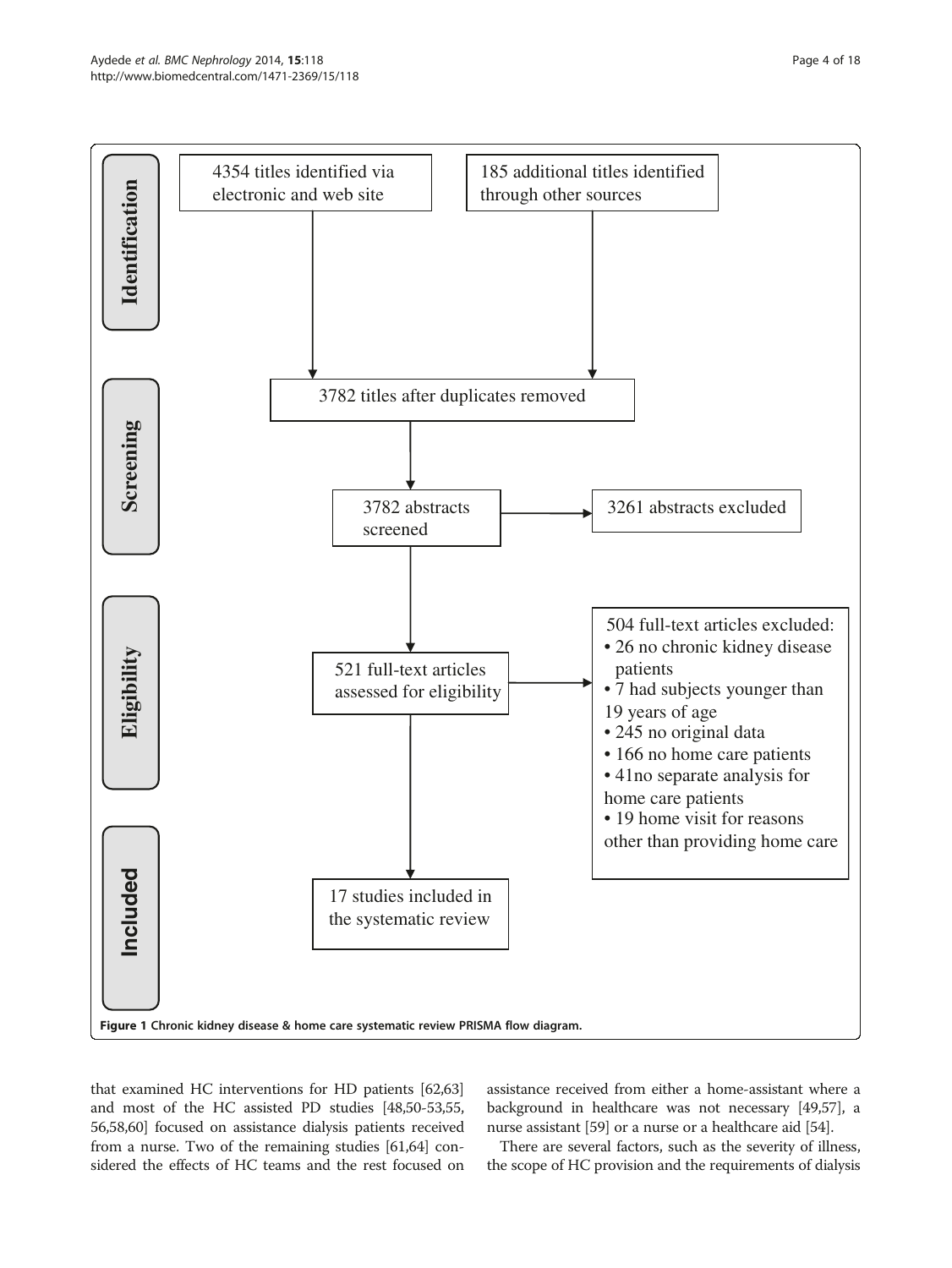**Identification**

- 4354 titles identified via electronic and web site
- 185 additional titles identified through other sources

**Screening**

- 3782 titles after duplicates removed
- 3782 abstracts screened → 3261 abstracts excluded

**Eligibility**

- 521 full-text articles assessed for eligibility → 504 full-text articles excluded:
  - 26 no chronic kidney disease patients
  - 7 had subjects younger than 19 years of age
  - 245 no original data
  - 166 no home care patients
  - 41no separate analysis for home care patients
  - 19 home visit for reasons other than providing home care

**Included**

- 17 studies included in the systematic review

**Figure 1 Chronic kidney disease & home care systematic review PRISMA flow diagram.**

that examined HC interventions for HD patients [62,63] and most of the HC assisted PD studies [48,50-53,55, 56,58,60] focused on assistance dialysis patients received from a nurse. Two of the remaining studies [61,64] considered the effects of HC teams and the rest focused on assistance received from either a home-assistant where a background in healthcare was not necessary [49,57], a nurse assistant [59] or a nurse or a healthcare aid [54].

There are several factors, such as the severity of illness, the scope of HC provision and the requirements of dialysis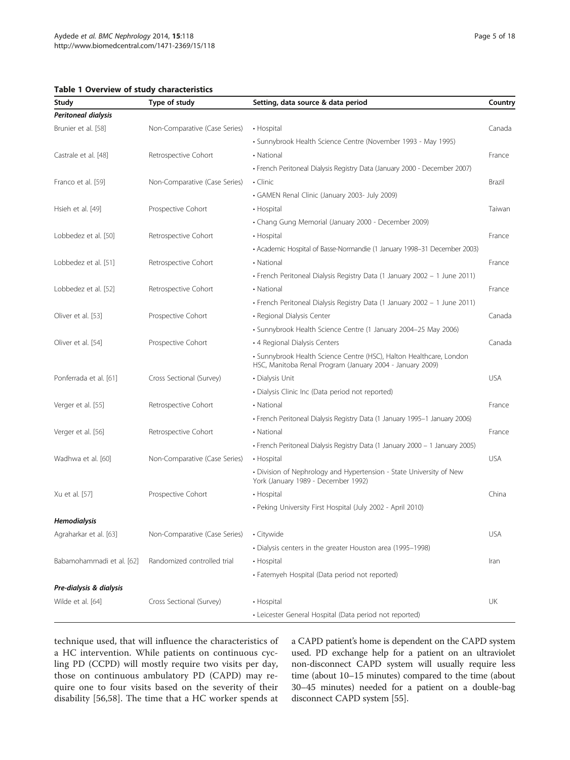**Table 1 Overview of study characteristics**

| Study | Type of study | Setting, data source & data period | Country |
|---|---|---|---|
| ***Peritoneal dialysis*** | | | |
| Brunier et al. [58] | Non-Comparative (Case Series) | • Hospital | Canada |
| | | • Sunnybrook Health Science Centre (November 1993 - May 1995) | |
| Castrale et al. [48] | Retrospective Cohort | • National | France |
| | | • French Peritoneal Dialysis Registry Data (January 2000 - December 2007) | |
| Franco et al. [59] | Non-Comparative (Case Series) | • Clinic | Brazil |
| | | • GAMEN Renal Clinic (January 2003- July 2009) | |
| Hsieh et al. [49] | Prospective Cohort | • Hospital | Taiwan |
| | | • Chang Gung Memorial (January 2000 - December 2009) | |
| Lobbedez et al. [50] | Retrospective Cohort | • Hospital | France |
| | | • Academic Hospital of Basse-Normandie (1 January 1998–31 December 2003) | |
| Lobbedez et al. [51] | Retrospective Cohort | • National | France |
| | | • French Peritoneal Dialysis Registry Data (1 January 2002 – 1 June 2011) | |
| Lobbedez et al. [52] | Retrospective Cohort | • National | France |
| | | • French Peritoneal Dialysis Registry Data (1 January 2002 – 1 June 2011) | |
| Oliver et al. [53] | Prospective Cohort | • Regional Dialysis Center | Canada |
| | | • Sunnybrook Health Science Centre (1 January 2004–25 May 2006) | |
| Oliver et al. [54] | Prospective Cohort | • 4 Regional Dialysis Centers | Canada |
| | | • Sunnybrook Health Science Centre (HSC), Halton Healthcare, London HSC, Manitoba Renal Program (January 2004 - January 2009) | |
| Ponferrada et al. [61] | Cross Sectional (Survey) | • Dialysis Unit | USA |
| | | • Dialysis Clinic Inc (Data period not reported) | |
| Verger et al. [55] | Retrospective Cohort | • National | France |
| | | • French Peritoneal Dialysis Registry Data (1 January 1995–1 January 2006) | |
| Verger et al. [56] | Retrospective Cohort | • National | France |
| | | • French Peritoneal Dialysis Registry Data (1 January 2000 – 1 January 2005) | |
| Wadhwa et al. [60] | Non-Comparative (Case Series) | • Hospital | USA |
| | | • Division of Nephrology and Hypertension - State University of New York (January 1989 - December 1992) | |
| Xu et al. [57] | Prospective Cohort | • Hospital | China |
| | | • Peking University First Hospital (July 2002 - April 2010) | |
| ***Hemodialysis*** | | | |
| Agraharkar et al. [63] | Non-Comparative (Case Series) | • Citywide | USA |
| | | • Dialysis centers in the greater Houston area (1995–1998) | |
| Babamohammadi et al. [62] | Randomized controlled trial | • Hospital | Iran |
| | | • Fatemyeh Hospital (Data period not reported) | |
| ***Pre-dialysis & dialysis*** | | | |
| Wilde et al. [64] | Cross Sectional (Survey) | • Hospital | UK |
| | | • Leicester General Hospital (Data period not reported) | |

technique used, that will influence the characteristics of a HC intervention. While patients on continuous cycling PD (CCPD) will mostly require two visits per day, those on continuous ambulatory PD (CAPD) may require one to four visits based on the severity of their disability [56,58]. The time that a HC worker spends at a CAPD patient's home is dependent on the CAPD system used. PD exchange help for a patient on an ultraviolet non-disconnect CAPD system will usually require less time (about 10–15 minutes) compared to the time (about 30–45 minutes) needed for a patient on a double-bag disconnect CAPD system [55].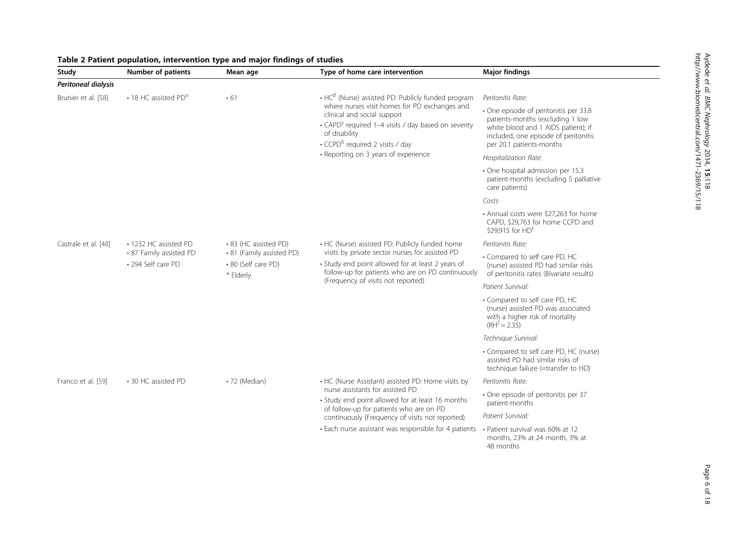**Table 2 Patient population, intervention type and major findings of studies**

| Study | Number of patients | Mean age | Type of home care intervention | Major findings |
|---|---|---|---|---|
| ***Peritoneal dialysis*** | | | | |
| Brunier et al. [58] | • 18 HC assisted PD[α] | • 61 | • HC[β] (Nurse) assisted PD: Publicly funded program where nurses visit homes for PD exchanges and clinical and social support<br>• CAPD[γ] required 1–4 visits / day based on severity of disability<br>• CCPD[δ] required 2 visits / day<br>• Reporting on 3 years of experience | *Peritonitis Rate:*<br>• One episode of peritonitis per 33.8 patients-months (excluding 1 low white blood and 1 AIDS patient); if included, one episode of peritonitis per 20.1 patients-months<br>*Hospitalization Rate:*<br>• One hospital admission per 15.3 patient-months (excluding 5 palliative care patients)<br>*Costs:*<br>• Annual costs were $27,263 for home CAPD, $29,763 for home CCPD and $29,915 for HD[ε] |
| Castrale et al. [48] | • 1232 HC assisted PD<br>• 87 Family assisted PD<br>• 294 Self care PD | • 83 (HC assisted PD)<br>• 81 (Family assisted PD)<br>• 80 (Self care PD)<br>* Elderly | • HC (Nurse) assisted PD: Publicly funded home visits by private sector nurses for assisted PD<br>• Study end point allowed for at least 2 years of follow-up for patients who are on PD continuously (Frequency of visits not reported) | *Peritonitis Rate:*<br>• Compared to self care PD, HC (nurse) assisted PD had similar risks of peritonitis rates (Bivariate results)<br>*Patient Survival:*<br>• Compared to self care PD, HC (nurse) assisted PD was associated with a higher risk of mortality (RH[ζ] = 2.35)<br>*Technique Survival:*<br>• Compared to self care PD, HC (nurse) assisted PD had similar risks of technique failure (=transfer to HD) |
| Franco et al. [59] | • 30 HC assisted PD | • 72 (Median) | • HC (Nurse Assistant) assisted PD: Home visits by nurse assistants for assisted PD<br>• Study end point allowed for at least 16 months of follow-up for patients who are on PD continuously (Frequency of visits not reported)<br>• Each nurse assistant was responsible for 4 patients | *Peritonitis Rate:*<br>• One episode of peritonitis per 37 patient-months<br>*Patient Survival:*<br>• Patient survival was 60% at 12 months, 23% at 24 month, 3% at 48 months |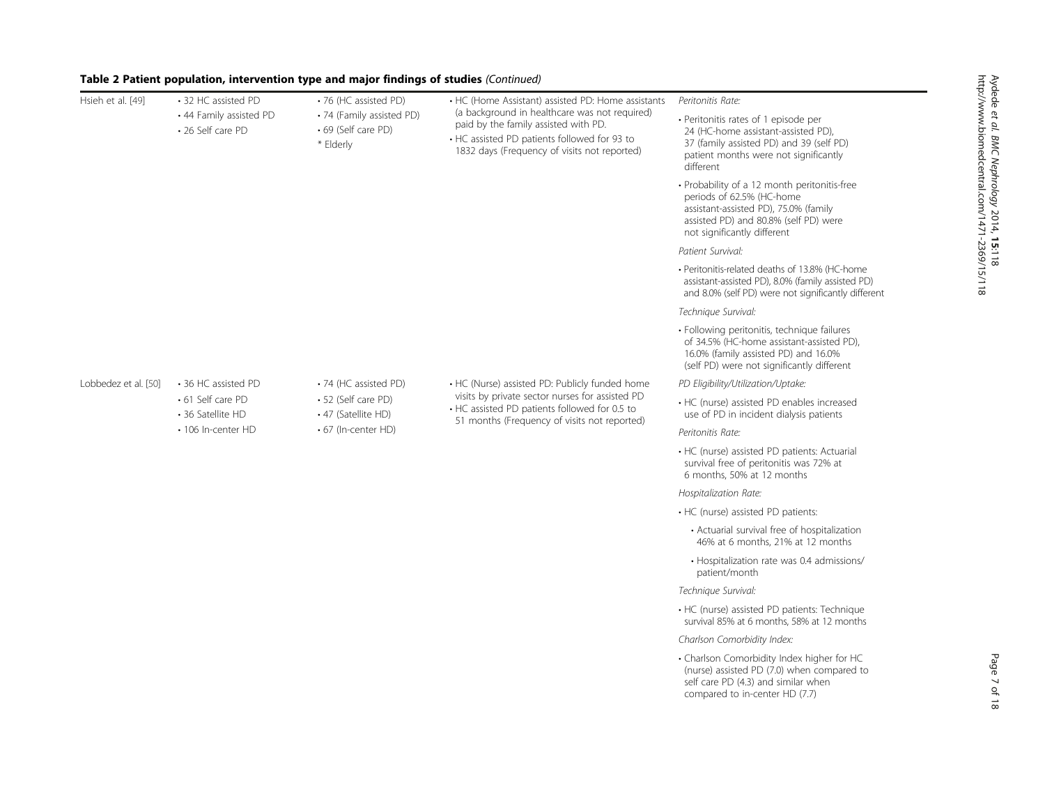**Table 2 Patient population, intervention type and major findings of studies** *(Continued)*

| | | | | |
|---|---|---|---|---|
| Hsieh et al. [49] | • 32 HC assisted PD<br>• 44 Family assisted PD<br>• 26 Self care PD | • 76 (HC assisted PD)<br>• 74 (Family assisted PD)<br>• 69 (Self care PD)<br>* Elderly | • HC (Home Assistant) assisted PD: Home assistants (a background in healthcare was not required) paid by the family assisted with PD.<br>• HC assisted PD patients followed for 93 to 1832 days (Frequency of visits not reported) | *Peritonitis Rate:*<br>• Peritonitis rates of 1 episode per 24 (HC-home assistant-assisted PD), 37 (family assisted PD) and 39 (self PD) patient months were not significantly different<br>• Probability of a 12 month peritonitis-free periods of 62.5% (HC-home assistant-assisted PD), 75.0% (family assisted PD) and 80.8% (self PD) were not significantly different<br>*Patient Survival:*<br>• Peritonitis-related deaths of 13.8% (HC-home assistant-assisted PD), 8.0% (family assisted PD) and 8.0% (self PD) were not significantly different<br>*Technique Survival:*<br>• Following peritonitis, technique failures of 34.5% (HC-home assistant-assisted PD), 16.0% (family assisted PD) and 16.0% (self PD) were not significantly different |
| Lobbedez et al. [50] | • 36 HC assisted PD<br>• 61 Self care PD<br>• 36 Satellite HD<br>• 106 In-center HD | • 74 (HC assisted PD)<br>• 52 (Self care PD)<br>• 47 (Satellite HD)<br>• 67 (In-center HD) | • HC (Nurse) assisted PD: Publicly funded home visits by private sector nurses for assisted PD<br>• HC assisted PD patients followed for 0.5 to 51 months (Frequency of visits not reported) | *PD Eligibility/Utilization/Uptake:*<br>• HC (nurse) assisted PD enables increased use of PD in incident dialysis patients<br>*Peritonitis Rate:*<br>• HC (nurse) assisted PD patients: Actuarial survival free of peritonitis was 72% at 6 months, 50% at 12 months<br>*Hospitalization Rate:*<br>• HC (nurse) assisted PD patients:<br>  • Actuarial survival free of hospitalization 46% at 6 months, 21% at 12 months<br>  • Hospitalization rate was 0.4 admissions/ patient/month<br>*Technique Survival:*<br>• HC (nurse) assisted PD patients: Technique survival 85% at 6 months, 58% at 12 months<br>*Charlson Comorbidity Index:*<br>• Charlson Comorbidity Index higher for HC (nurse) assisted PD (7.0) when compared to self care PD (4.3) and similar when compared to in-center HD (7.7) |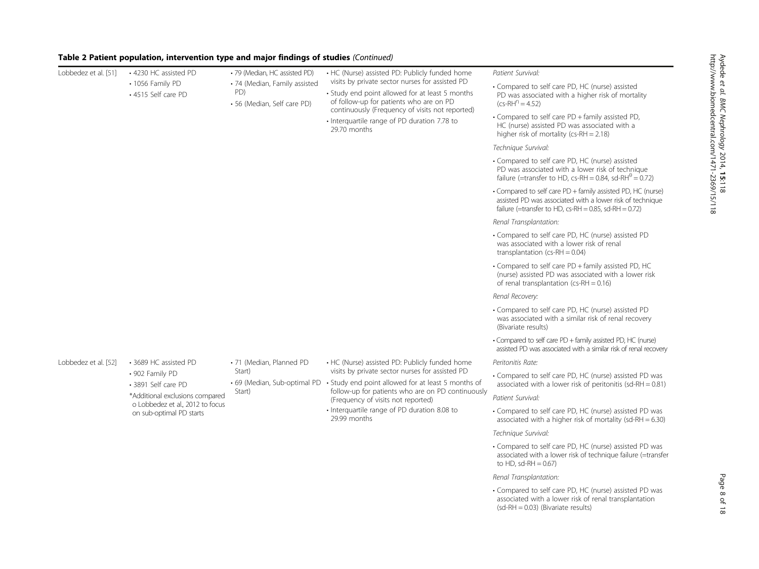**Table 2 Patient population, intervention type and major findings of studies** *(Continued)*

| | | | | |
|---|---|---|---|---|
| Lobbedez et al. [51] | • 4230 HC assisted PD<br>• 1056 Family PD<br>• 4515 Self care PD | • 79 (Median, HC assisted PD)<br>• 74 (Median, Family assisted PD)<br>• 56 (Median, Self care PD) | • HC (Nurse) assisted PD: Publicly funded home visits by private sector nurses for assisted PD<br>• Study end point allowed for at least 5 months of follow-up for patients who are on PD continuously (Frequency of visits not reported)<br>• Interquartile range of PD duration 7.78 to 29.70 months | *Patient Survival:*<br>• Compared to self care PD, HC (nurse) assisted PD was associated with a higher risk of mortality (cs-RH[∩] = 4.52)<br>• Compared to self care PD + family assisted PD, HC (nurse) assisted PD was associated with a higher risk of mortality (cs-RH = 2.18)<br>*Technique Survival:*<br>• Compared to self care PD, HC (nurse) assisted PD was associated with a lower risk of technique failure (=transfer to HD, cs-RH = 0.84, sd-RH[Θ] = 0.72)<br>• Compared to self care PD + family assisted PD, HC (nurse) assisted PD was associated with a lower risk of technique failure (=transfer to HD, cs-RH = 0.85, sd-RH = 0.72)<br>*Renal Transplantation:*<br>• Compared to self care PD, HC (nurse) assisted PD was associated with a lower risk of renal transplantation (cs-RH = 0.04)<br>• Compared to self care PD + family assisted PD, HC (nurse) assisted PD was associated with a lower risk of renal transplantation (cs-RH = 0.16)<br>*Renal Recovery:*<br>• Compared to self care PD, HC (nurse) assisted PD was associated with a similar risk of renal recovery (Bivariate results)<br>• Compared to self care PD + family assisted PD, HC (nurse) assisted PD was associated with a similar risk of renal recovery |
| Lobbedez et al. [52] | • 3689 HC assisted PD<br>• 902 Family PD<br>• 3891 Self care PD<br>*Additional exclusions compared o Lobbedez et al., 2012 to focus on sub-optimal PD starts | • 71 (Median, Planned PD Start)<br>• 69 (Median, Sub-optimal PD Start) | • HC (Nurse) assisted PD: Publicly funded home visits by private sector nurses for assisted PD<br>• Study end point allowed for at least 5 months of follow-up for patients who are on PD continuously (Frequency of visits not reported)<br>• Interquartile range of PD duration 8.08 to 29.99 months | *Peritonitis Rate:*<br>• Compared to self care PD, HC (nurse) assisted PD was associated with a lower risk of peritonitis (sd-RH = 0.81)<br>*Patient Survival:*<br>• Compared to self care PD, HC (nurse) assisted PD was associated with a higher risk of mortality (sd-RH = 6.30)<br>*Technique Survival:*<br>• Compared to self care PD, HC (nurse) assisted PD was associated with a lower risk of technique failure (=transfer to HD, sd-RH = 0.67)<br>*Renal Transplantation:*<br>• Compared to self care PD, HC (nurse) assisted PD was associated with a lower risk of renal transplantation (sd-RH = 0.03) (Bivariate results) |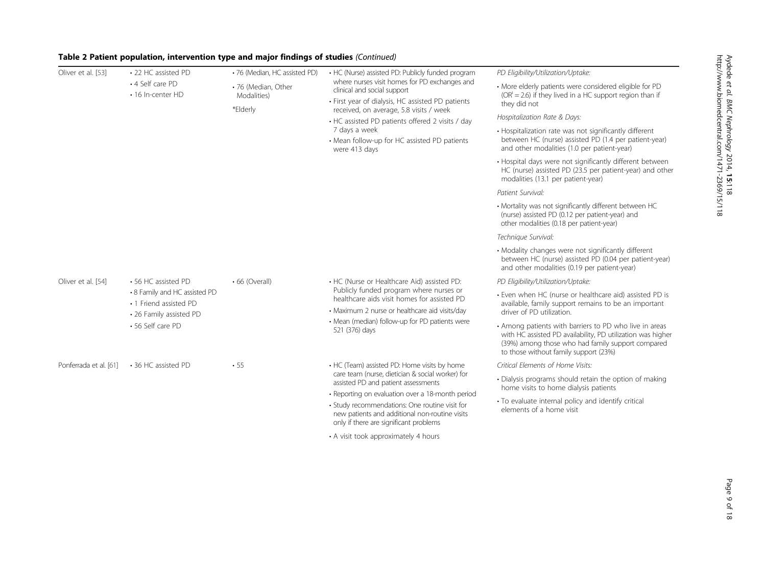**Table 2 Patient population, intervention type and major findings of studies** *(Continued)*

| | | | | |
|---|---|---|---|---|
| Oliver et al. [53] | • 22 HC assisted PD<br>• 4 Self care PD<br>• 16 In-center HD | • 76 (Median, HC assisted PD)<br>• 76 (Median, Other Modalities)<br>*Elderly | • HC (Nurse) assisted PD: Publicly funded program where nurses visit homes for PD exchanges and clinical and social support<br>• First year of dialysis, HC assisted PD patients received, on average, 5.8 visits / week<br>• HC assisted PD patients offered 2 visits / day 7 days a week<br>• Mean follow-up for HC assisted PD patients were 413 days | *PD Eligibility/Utilization/Uptake:*<br>• More elderly patients were considered eligible for PD ($OR^{i}$ = 2.6) if they lived in a HC support region than if they did not<br>*Hospitalization Rate & Days:*<br>• Hospitalization rate was not significantly different between HC (nurse) assisted PD (1.4 per patient-year) and other modalities (1.0 per patient-year)<br>• Hospital days were not significantly different between HC (nurse) assisted PD (23.5 per patient-year) and other modalities (13.1 per patient-year)<br>*Patient Survival:*<br>• Mortality was not significantly different between HC (nurse) assisted PD (0.12 per patient-year) and other modalities (0.18 per patient-year)<br>*Technique Survival:*<br>• Modality changes were not significantly different between HC (nurse) assisted PD (0.04 per patient-year) and other modalities (0.19 per patient-year) |
| Oliver et al. [54] | • 56 HC assisted PD<br>• 8 Family and HC assisted PD<br>• 1 Friend assisted PD<br>• 26 Family assisted PD<br>• 56 Self care PD | • 66 (Overall) | • HC (Nurse or Healthcare Aid) assisted PD: Publicly funded program where nurses or healthcare aids visit homes for assisted PD<br>• Maximum 2 nurse or healthcare aid visits/day<br>• Mean (median) follow-up for PD patients were 521 (376) days | *PD Eligibility/Utilization/Uptake:*<br>• Even when HC (nurse or healthcare aid) assisted PD is available, family support remains to be an important driver of PD utilization.<br>• Among patients with barriers to PD who live in areas with HC assisted PD availability, PD utilization was higher (39%) among those who had family support compared to those without family support (23%) |
| Ponferrada et al. [61] | • 36 HC assisted PD | • 55 | • HC (Team) assisted PD: Home visits by home care team (nurse, dietician & social worker) for assisted PD and patient assessments<br>• Reporting on evaluation over a 18-month period<br>• Study recommendations: One routine visit for new patients and additional non-routine visits only if there are significant problems<br>• A visit took approximately 4 hours | *Critical Elements of Home Visits:*<br>• Dialysis programs should retain the option of making home visits to home dialysis patients<br>• To evaluate internal policy and identify critical elements of a home visit |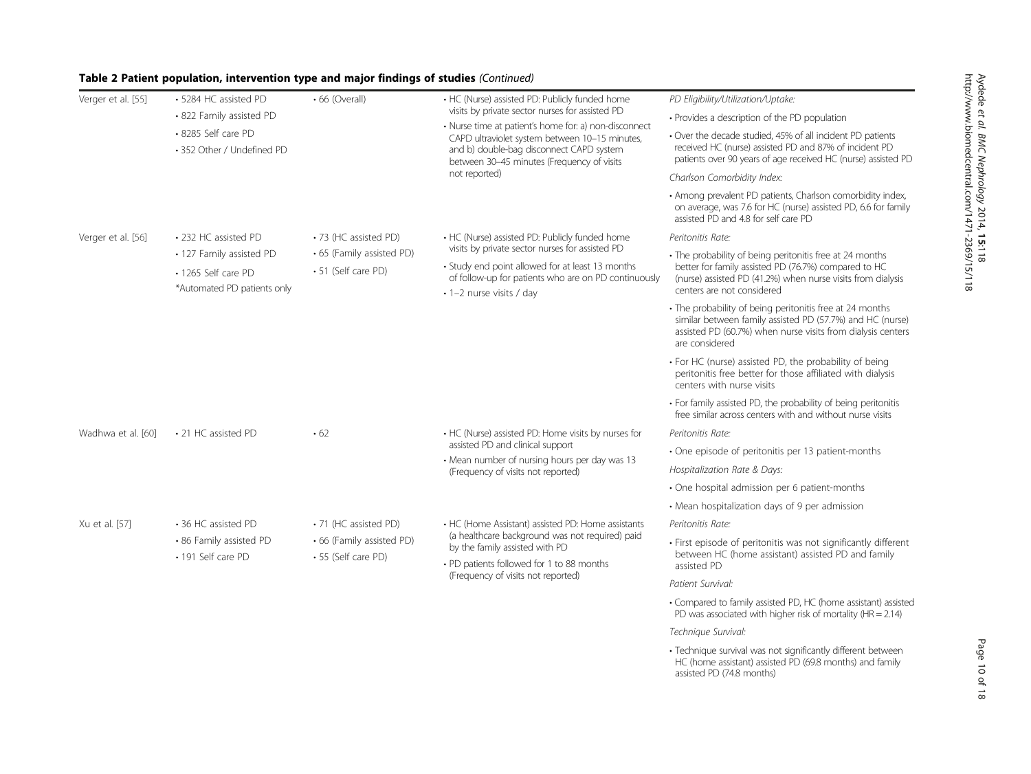**Table 2 Patient population, intervention type and major findings of studies** *(Continued)*

| | | | | |
|---|---|---|---|---|
| Verger et al. [55] | • 5284 HC assisted PD<br>• 822 Family assisted PD<br>• 8285 Self care PD<br>• 352 Other / Undefined PD | • 66 (Overall) | • HC (Nurse) assisted PD: Publicly funded home visits by private sector nurses for assisted PD<br>• Nurse time at patient's home for: a) non-disconnect CAPD ultraviolet system between 10–15 minutes, and b) double-bag disconnect CAPD system between 30–45 minutes (Frequency of visits not reported) | *PD Eligibility/Utilization/Uptake:*<br>• Provides a description of the PD population<br>• Over the decade studied, 45% of all incident PD patients received HC (nurse) assisted PD and 87% of incident PD patients over 90 years of age received HC (nurse) assisted PD<br>*Charlson Comorbidity Index:*<br>• Among prevalent PD patients, Charlson comorbidity index, on average, was 7.6 for HC (nurse) assisted PD, 6.6 for family assisted PD and 4.8 for self care PD |
| Verger et al. [56] | • 232 HC assisted PD<br>• 127 Family assisted PD<br>• 1265 Self care PD<br>*Automated PD patients only | • 73 (HC assisted PD)<br>• 65 (Family assisted PD)<br>• 51 (Self care PD) | • HC (Nurse) assisted PD: Publicly funded home visits by private sector nurses for assisted PD<br>• Study end point allowed for at least 13 months of follow-up for patients who are on PD continuously<br>• 1–2 nurse visits / day | *Peritonitis Rate:*<br>• The probability of being peritonitis free at 24 months better for family assisted PD (76.7%) compared to HC (nurse) assisted PD (41.2%) when nurse visits from dialysis centers are not considered<br>• The probability of being peritonitis free at 24 months similar between family assisted PD (57.7%) and HC (nurse) assisted PD (60.7%) when nurse visits from dialysis centers are considered<br>• For HC (nurse) assisted PD, the probability of being peritonitis free better for those affiliated with dialysis centers with nurse visits<br>• For family assisted PD, the probability of being peritonitis free similar across centers with and without nurse visits |
| Wadhwa et al. [60] | • 21 HC assisted PD | • 62 | • HC (Nurse) assisted PD: Home visits by nurses for assisted PD and clinical support<br>• Mean number of nursing hours per day was 13 (Frequency of visits not reported) | *Peritonitis Rate:*<br>• One episode of peritonitis per 13 patient-months<br>*Hospitalization Rate & Days:*<br>• One hospital admission per 6 patient-months<br>• Mean hospitalization days of 9 per admission |
| Xu et al. [57] | • 36 HC assisted PD<br>• 86 Family assisted PD<br>• 191 Self care PD | • 71 (HC assisted PD)<br>• 66 (Family assisted PD)<br>• 55 (Self care PD) | • HC (Home Assistant) assisted PD: Home assistants (a healthcare background was not required) paid by the family assisted with PD<br>• PD patients followed for 1 to 88 months (Frequency of visits not reported) | *Peritonitis Rate:*<br>• First episode of peritonitis was not significantly different between HC (home assistant) assisted PD and family assisted PD<br>*Patient Survival:*<br>• Compared to family assisted PD, HC (home assistant) assisted PD was associated with higher risk of mortality (HR = 2.14)<br>*Technique Survival:*<br>• Technique survival was not significantly different between HC (home assistant) assisted PD (69.8 months) and family assisted PD (74.8 months) |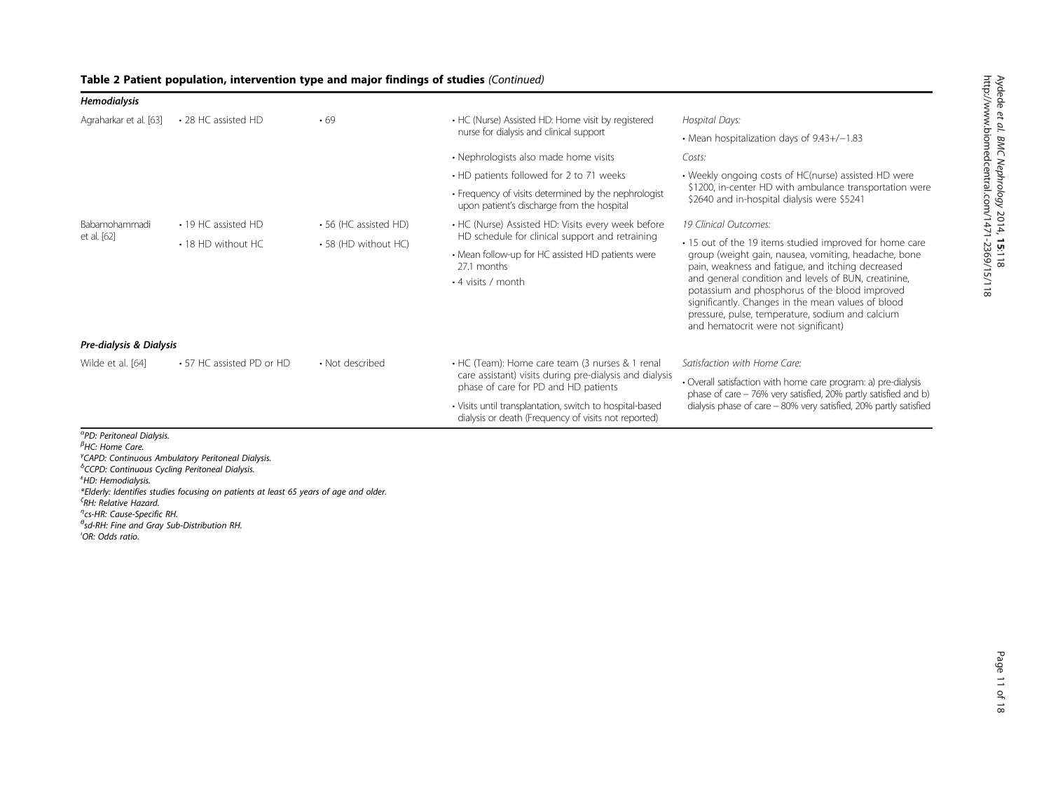### Table 2 Patient population, intervention type and major findings of studies *(Continued)*

| | | | | |
|---|---|---|---|---|
| ***Hemodialysis*** | | | | |
| Agraharkar et al. [63] | • 28 HC assisted HD | • 69 | • HC (Nurse) Assisted HD: Home visit by registered nurse for dialysis and clinical support<br>• Nephrologists also made home visits<br>• HD patients followed for 2 to 71 weeks<br>• Frequency of visits determined by the nephrologist upon patient's discharge from the hospital | *Hospital Days:*<br>• Mean hospitalization days of 9.43+/−1.83<br>*Costs:*<br>• Weekly ongoing costs of HC(nurse) assisted HD were \$1200, in-center HD with ambulance transportation were \$2640 and in-hospital dialysis were \$5241 |
| Babamohammadi et al. [62] | • 19 HC assisted HD<br>• 18 HD without HC | • 56 (HC assisted HD)<br>• 58 (HD without HC) | • HC (Nurse) Assisted HD: Visits every week before HD schedule for clinical support and retraining<br>• Mean follow-up for HC assisted HD patients were 27.1 months<br>• 4 visits / month | *19 Clinical Outcomes:*<br>• 15 out of the 19 items studied improved for home care group (weight gain, nausea, vomiting, headache, bone pain, weakness and fatigue, and itching decreased and general condition and levels of BUN, creatinine, potassium and phosphorus of the blood improved significantly. Changes in the mean values of blood pressure, pulse, temperature, sodium and calcium and hematocrit were not significant) |
| ***Pre-dialysis & Dialysis*** | | | | |
| Wilde et al. [64] | • 57 HC assisted PD or HD | • Not described | • HC (Team): Home care team (3 nurses & 1 renal care assistant) visits during pre-dialysis and dialysis phase of care for PD and HD patients<br>• Visits until transplantation, switch to hospital-based dialysis or death (Frequency of visits not reported) | *Satisfaction with Home Care:*<br>• Overall satisfaction with home care program: a) pre-dialysis phase of care – 76% very satisfied, 20% partly satisfied and b) dialysis phase of care – 80% very satisfied, 20% partly satisfied |

*[α] PD: Peritoneal Dialysis.*
*[β] HC: Home Care.*
*[γ] CAPD: Continuous Ambulatory Peritoneal Dialysis.*
*[δ] CCPD: Continuous Cycling Peritoneal Dialysis.*
*[ε] HD: Hemodialysis.*
*\*Elderly: Identifies studies focusing on patients at least 65 years of age and older.*
*[ζ] RH: Relative Hazard.*
*[η] cs-HR: Cause-Specific RH.*
*[θ] sd-RH: Fine and Gray Sub-Distribution RH.*
*[ι] OR: Odds ratio.*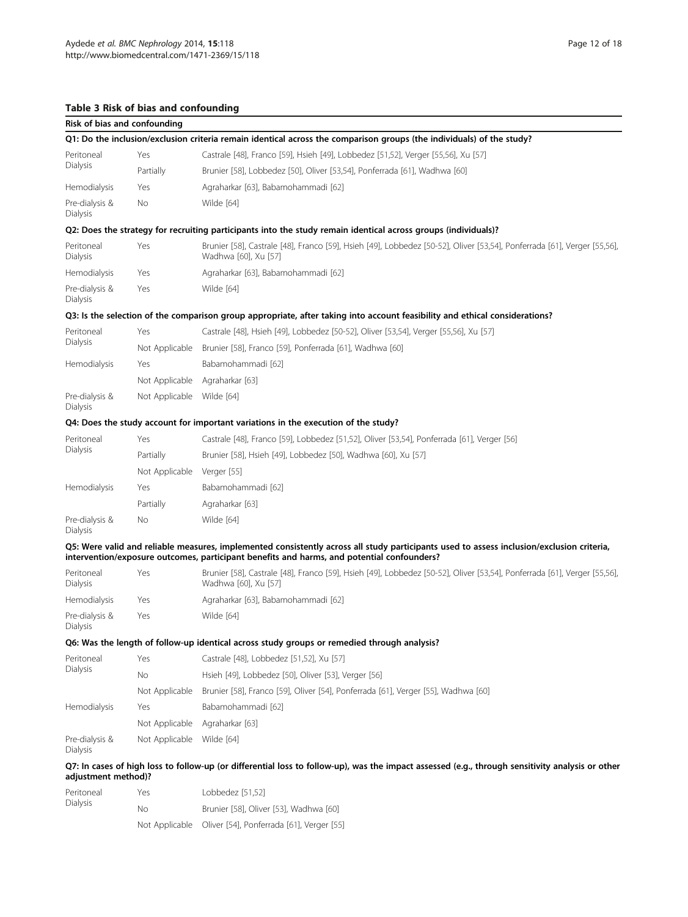**Table 3 Risk of bias and confounding**

| Risk of bias and confounding | | |
|---|---|---|
| **Q1: Do the inclusion/exclusion criteria remain identical across the comparison groups (the individuals) of the study?** | | |
| Peritoneal Dialysis | Yes | Castrale [48], Franco [59], Hsieh [49], Lobbedez [51,52], Verger [55,56], Xu [57] |
| | Partially | Brunier [58], Lobbedez [50], Oliver [53,54], Ponferrada [61], Wadhwa [60] |
| Hemodialysis | Yes | Agraharkar [63], Babamohammadi [62] |
| Pre-dialysis & Dialysis | No | Wilde [64] |
| **Q2: Does the strategy for recruiting participants into the study remain identical across groups (individuals)?** | | |
| Peritoneal Dialysis | Yes | Brunier [58], Castrale [48], Franco [59], Hsieh [49], Lobbedez [50-52], Oliver [53,54], Ponferrada [61], Verger [55,56], Wadhwa [60], Xu [57] |
| Hemodialysis | Yes | Agraharkar [63], Babamohammadi [62] |
| Pre-dialysis & Dialysis | Yes | Wilde [64] |
| **Q3: Is the selection of the comparison group appropriate, after taking into account feasibility and ethical considerations?** | | |
| Peritoneal Dialysis | Yes | Castrale [48], Hsieh [49], Lobbedez [50-52], Oliver [53,54], Verger [55,56], Xu [57] |
| | Not Applicable | Brunier [58], Franco [59], Ponferrada [61], Wadhwa [60] |
| Hemodialysis | Yes | Babamohammadi [62] |
| | Not Applicable | Agraharkar [63] |
| Pre-dialysis & Dialysis | Not Applicable | Wilde [64] |
| **Q4: Does the study account for important variations in the execution of the study?** | | |
| Peritoneal Dialysis | Yes | Castrale [48], Franco [59], Lobbedez [51,52], Oliver [53,54], Ponferrada [61], Verger [56] |
| | Partially | Brunier [58], Hsieh [49], Lobbedez [50], Wadhwa [60], Xu [57] |
| | Not Applicable | Verger [55] |
| Hemodialysis | Yes | Babamohammadi [62] |
| | Partially | Agraharkar [63] |
| Pre-dialysis & Dialysis | No | Wilde [64] |
| **Q5: Were valid and reliable measures, implemented consistently across all study participants used to assess inclusion/exclusion criteria, intervention/exposure outcomes, participant benefits and harms, and potential confounders?** | | |
| Peritoneal Dialysis | Yes | Brunier [58], Castrale [48], Franco [59], Hsieh [49], Lobbedez [50-52], Oliver [53,54], Ponferrada [61], Verger [55,56], Wadhwa [60], Xu [57] |
| Hemodialysis | Yes | Agraharkar [63], Babamohammadi [62] |
| Pre-dialysis & Dialysis | Yes | Wilde [64] |
| **Q6: Was the length of follow-up identical across study groups or remedied through analysis?** | | |
| Peritoneal Dialysis | Yes | Castrale [48], Lobbedez [51,52], Xu [57] |
| | No | Hsieh [49], Lobbedez [50], Oliver [53], Verger [56] |
| | Not Applicable | Brunier [58], Franco [59], Oliver [54], Ponferrada [61], Verger [55], Wadhwa [60] |
| Hemodialysis | Yes | Babamohammadi [62] |
| | Not Applicable | Agraharkar [63] |
| Pre-dialysis & Dialysis | Not Applicable | Wilde [64] |
| **Q7: In cases of high loss to follow-up (or differential loss to follow-up), was the impact assessed (e.g., through sensitivity analysis or other adjustment method)?** | | |
| Peritoneal Dialysis | Yes | Lobbedez [51,52] |
| | No | Brunier [58], Oliver [53], Wadhwa [60] |
| | Not Applicable | Oliver [54], Ponferrada [61], Verger [55] |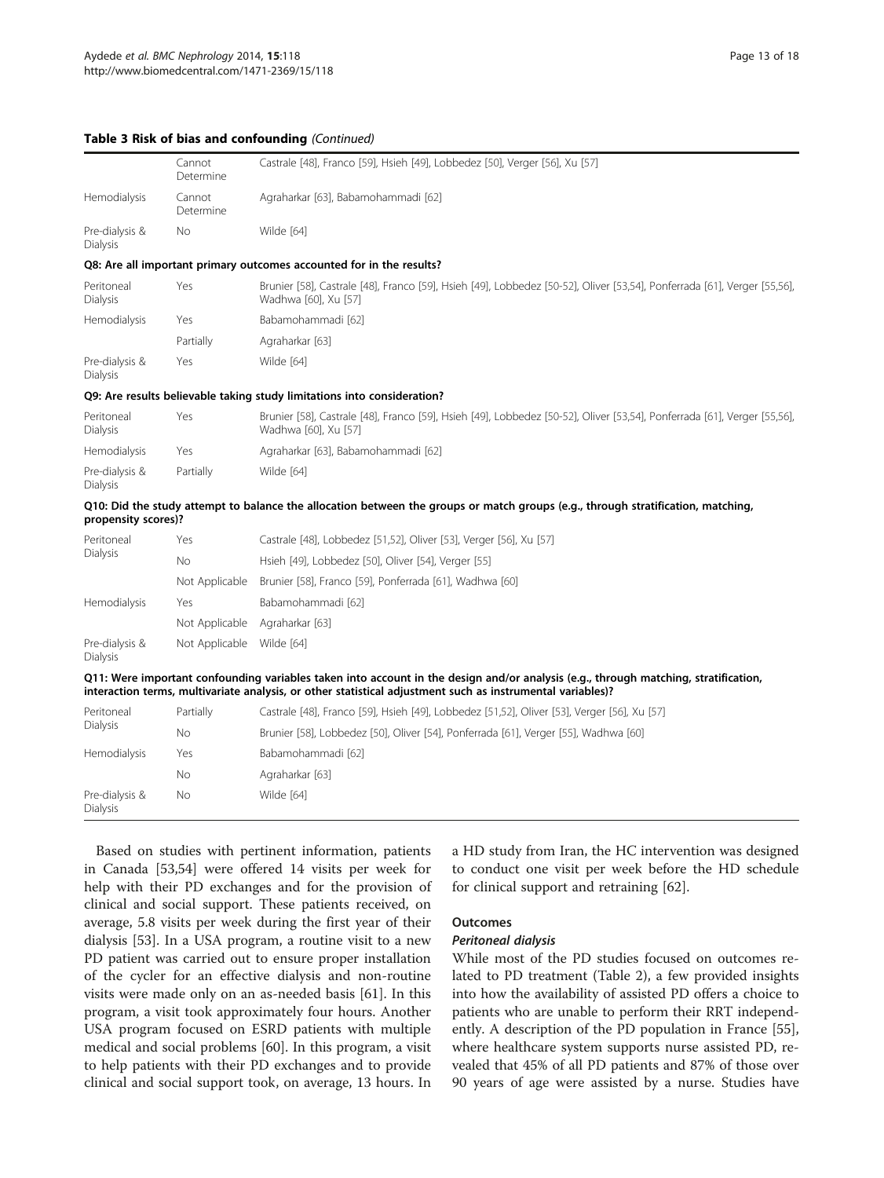**Table 3 Risk of bias and confounding** *(Continued)*

| | | |
|---|---|---|
| | Cannot Determine | Castrale [48], Franco [59], Hsieh [49], Lobbedez [50], Verger [56], Xu [57] |
| Hemodialysis | Cannot Determine | Agraharkar [63], Babamohammadi [62] |
| Pre-dialysis & Dialysis | No | Wilde [64] |
| **Q8: Are all important primary outcomes accounted for in the results?** | | |
| Peritoneal Dialysis | Yes | Brunier [58], Castrale [48], Franco [59], Hsieh [49], Lobbedez [50-52], Oliver [53,54], Ponferrada [61], Verger [55,56], Wadhwa [60], Xu [57] |
| Hemodialysis | Yes | Babamohammadi [62] |
| | Partially | Agraharkar [63] |
| Pre-dialysis & Dialysis | Yes | Wilde [64] |
| **Q9: Are results believable taking study limitations into consideration?** | | |
| Peritoneal Dialysis | Yes | Brunier [58], Castrale [48], Franco [59], Hsieh [49], Lobbedez [50-52], Oliver [53,54], Ponferrada [61], Verger [55,56], Wadhwa [60], Xu [57] |
| Hemodialysis | Yes | Agraharkar [63], Babamohammadi [62] |
| Pre-dialysis & Dialysis | Partially | Wilde [64] |
| **Q10: Did the study attempt to balance the allocation between the groups or match groups (e.g., through stratification, matching, propensity scores)?** | | |
| Peritoneal Dialysis | Yes | Castrale [48], Lobbedez [51,52], Oliver [53], Verger [56], Xu [57] |
| | No | Hsieh [49], Lobbedez [50], Oliver [54], Verger [55] |
| | Not Applicable | Brunier [58], Franco [59], Ponferrada [61], Wadhwa [60] |
| Hemodialysis | Yes | Babamohammadi [62] |
| | Not Applicable | Agraharkar [63] |
| Pre-dialysis & Dialysis | Not Applicable | Wilde [64] |
| **Q11: Were important confounding variables taken into account in the design and/or analysis (e.g., through matching, stratification, interaction terms, multivariate analysis, or other statistical adjustment such as instrumental variables)?** | | |
| Peritoneal Dialysis | Partially | Castrale [48], Franco [59], Hsieh [49], Lobbedez [51,52], Oliver [53], Verger [56], Xu [57] |
| | No | Brunier [58], Lobbedez [50], Oliver [54], Ponferrada [61], Verger [55], Wadhwa [60] |
| Hemodialysis | Yes | Babamohammadi [62] |
| | No | Agraharkar [63] |
| Pre-dialysis & Dialysis | No | Wilde [64] |

Based on studies with pertinent information, patients in Canada [53,54] were offered 14 visits per week for help with their PD exchanges and for the provision of clinical and social support. These patients received, on average, 5.8 visits per week during the first year of their dialysis [53]. In a USA program, a routine visit to a new PD patient was carried out to ensure proper installation of the cycler for an effective dialysis and non-routine visits were made only on an as-needed basis [61]. In this program, a visit took approximately four hours. Another USA program focused on ESRD patients with multiple medical and social problems [60]. In this program, a visit to help patients with their PD exchanges and to provide clinical and social support took, on average, 13 hours. In a HD study from Iran, the HC intervention was designed to conduct one visit per week before the HD schedule for clinical support and retraining [62].

## Outcomes

### *Peritoneal dialysis*

While most of the PD studies focused on outcomes related to PD treatment (Table 2), a few provided insights into how the availability of assisted PD offers a choice to patients who are unable to perform their RRT independently. A description of the PD population in France [55], where healthcare system supports nurse assisted PD, revealed that 45% of all PD patients and 87% of those over 90 years of age were assisted by a nurse. Studies have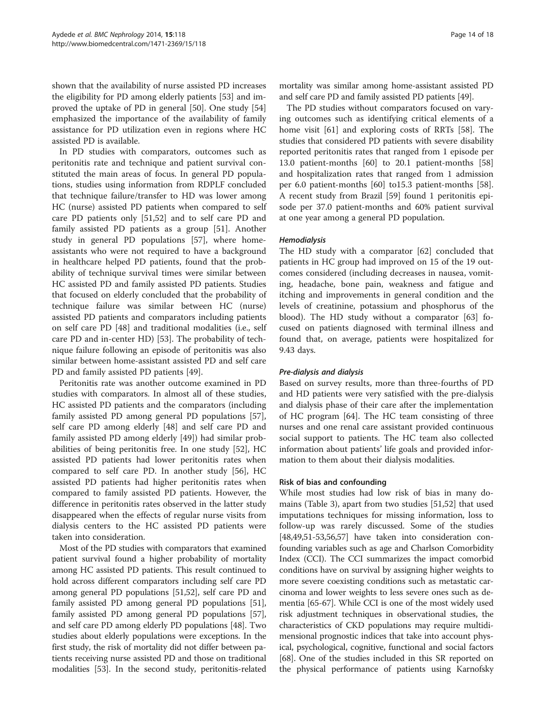shown that the availability of nurse assisted PD increases the eligibility for PD among elderly patients [53] and improved the uptake of PD in general [50]. One study [54] emphasized the importance of the availability of family assistance for PD utilization even in regions where HC assisted PD is available.

In PD studies with comparators, outcomes such as peritonitis rate and technique and patient survival constituted the main areas of focus. In general PD populations, studies using information from RDPLF concluded that technique failure/transfer to HD was lower among HC (nurse) assisted PD patients when compared to self care PD patients only [51,52] and to self care PD and family assisted PD patients as a group [51]. Another study in general PD populations [57], where home-assistants who were not required to have a background in healthcare helped PD patients, found that the probability of technique survival times were similar between HC assisted PD and family assisted PD patients. Studies that focused on elderly concluded that the probability of technique failure was similar between HC (nurse) assisted PD patients and comparators including patients on self care PD [48] and traditional modalities (i.e., self care PD and in-center HD) [53]. The probability of technique failure following an episode of peritonitis was also similar between home-assistant assisted PD and self care PD and family assisted PD patients [49].

Peritonitis rate was another outcome examined in PD studies with comparators. In almost all of these studies, HC assisted PD patients and the comparators (including family assisted PD among general PD populations [57], self care PD among elderly [48] and self care PD and family assisted PD among elderly [49]) had similar probabilities of being peritonitis free. In one study [52], HC assisted PD patients had lower peritonitis rates when compared to self care PD. In another study [56], HC assisted PD patients had higher peritonitis rates when compared to family assisted PD patients. However, the difference in peritonitis rates observed in the latter study disappeared when the effects of regular nurse visits from dialysis centers to the HC assisted PD patients were taken into consideration.

Most of the PD studies with comparators that examined patient survival found a higher probability of mortality among HC assisted PD patients. This result continued to hold across different comparators including self care PD among general PD populations [51,52], self care PD and family assisted PD among general PD populations [51], family assisted PD among general PD populations [57], and self care PD among elderly PD populations [48]. Two studies about elderly populations were exceptions. In the first study, the risk of mortality did not differ between patients receiving nurse assisted PD and those on traditional modalities [53]. In the second study, peritonitis-related mortality was similar among home-assistant assisted PD and self care PD and family assisted PD patients [49].

The PD studies without comparators focused on varying outcomes such as identifying critical elements of a home visit [61] and exploring costs of RRTs [58]. The studies that considered PD patients with severe disability reported peritonitis rates that ranged from 1 episode per 13.0 patient-months [60] to 20.1 patient-months [58] and hospitalization rates that ranged from 1 admission per 6.0 patient-months [60] to15.3 patient-months [58]. A recent study from Brazil [59] found 1 peritonitis episode per 37.0 patient-months and 60% patient survival at one year among a general PD population.

#### *Hemodialysis*

The HD study with a comparator [62] concluded that patients in HC group had improved on 15 of the 19 outcomes considered (including decreases in nausea, vomiting, headache, bone pain, weakness and fatigue and itching and improvements in general condition and the levels of creatinine, potassium and phosphorus of the blood). The HD study without a comparator [63] focused on patients diagnosed with terminal illness and found that, on average, patients were hospitalized for 9.43 days.

#### *Pre-dialysis and dialysis*

Based on survey results, more than three-fourths of PD and HD patients were very satisfied with the pre-dialysis and dialysis phase of their care after the implementation of HC program [64]. The HC team consisting of three nurses and one renal care assistant provided continuous social support to patients. The HC team also collected information about patients' life goals and provided information to them about their dialysis modalities.

### Risk of bias and confounding

While most studies had low risk of bias in many domains (Table 3), apart from two studies [51,52] that used imputations techniques for missing information, loss to follow-up was rarely discussed. Some of the studies [48,49,51-53,56,57] have taken into consideration confounding variables such as age and Charlson Comorbidity Index (CCI). The CCI summarizes the impact comorbid conditions have on survival by assigning higher weights to more severe coexisting conditions such as metastatic carcinoma and lower weights to less severe ones such as dementia [65-67]. While CCI is one of the most widely used risk adjustment techniques in observational studies, the characteristics of CKD populations may require multidimensional prognostic indices that take into account physical, psychological, cognitive, functional and social factors [68]. One of the studies included in this SR reported on the physical performance of patients using Karnofsky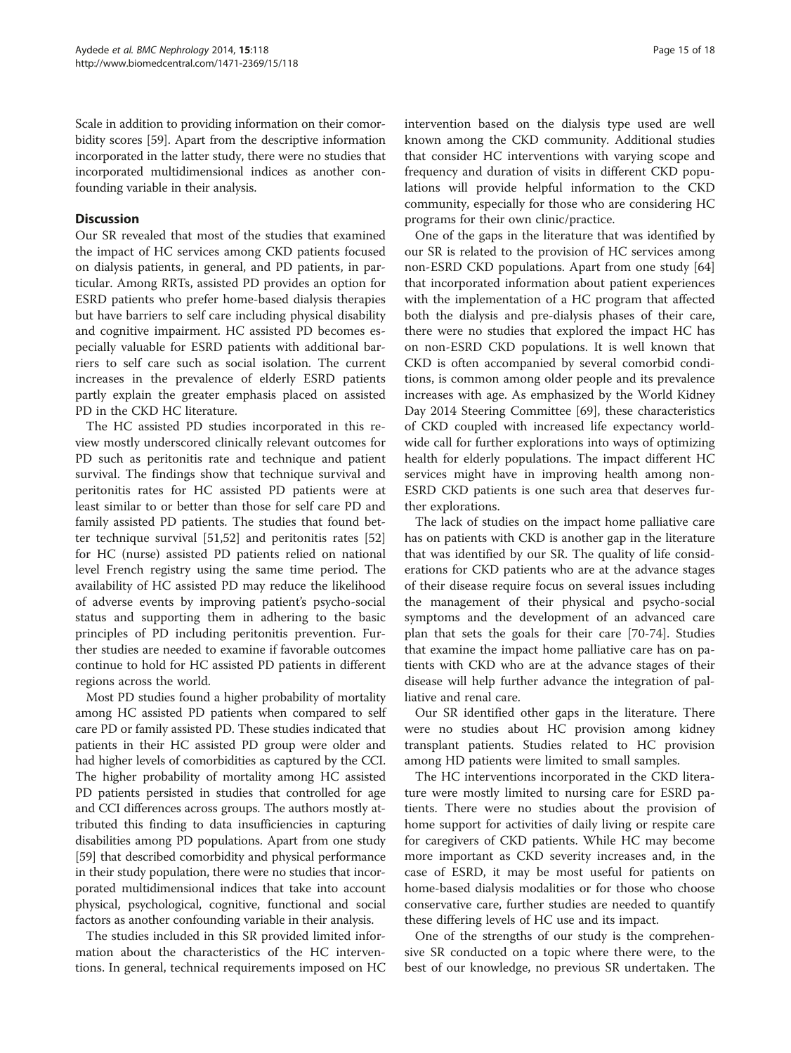Scale in addition to providing information on their comorbidity scores [59]. Apart from the descriptive information incorporated in the latter study, there were no studies that incorporated multidimensional indices as another confounding variable in their analysis.

## Discussion

Our SR revealed that most of the studies that examined the impact of HC services among CKD patients focused on dialysis patients, in general, and PD patients, in particular. Among RRTs, assisted PD provides an option for ESRD patients who prefer home-based dialysis therapies but have barriers to self care including physical disability and cognitive impairment. HC assisted PD becomes especially valuable for ESRD patients with additional barriers to self care such as social isolation. The current increases in the prevalence of elderly ESRD patients partly explain the greater emphasis placed on assisted PD in the CKD HC literature.

The HC assisted PD studies incorporated in this review mostly underscored clinically relevant outcomes for PD such as peritonitis rate and technique and patient survival. The findings show that technique survival and peritonitis rates for HC assisted PD patients were at least similar to or better than those for self care PD and family assisted PD patients. The studies that found better technique survival [51,52] and peritonitis rates [52] for HC (nurse) assisted PD patients relied on national level French registry using the same time period. The availability of HC assisted PD may reduce the likelihood of adverse events by improving patient's psycho-social status and supporting them in adhering to the basic principles of PD including peritonitis prevention. Further studies are needed to examine if favorable outcomes continue to hold for HC assisted PD patients in different regions across the world.

Most PD studies found a higher probability of mortality among HC assisted PD patients when compared to self care PD or family assisted PD. These studies indicated that patients in their HC assisted PD group were older and had higher levels of comorbidities as captured by the CCI. The higher probability of mortality among HC assisted PD patients persisted in studies that controlled for age and CCI differences across groups. The authors mostly attributed this finding to data insufficiencies in capturing disabilities among PD populations. Apart from one study [59] that described comorbidity and physical performance in their study population, there were no studies that incorporated multidimensional indices that take into account physical, psychological, cognitive, functional and social factors as another confounding variable in their analysis.

The studies included in this SR provided limited information about the characteristics of the HC interventions. In general, technical requirements imposed on HC intervention based on the dialysis type used are well known among the CKD community. Additional studies that consider HC interventions with varying scope and frequency and duration of visits in different CKD populations will provide helpful information to the CKD community, especially for those who are considering HC programs for their own clinic/practice.

One of the gaps in the literature that was identified by our SR is related to the provision of HC services among non-ESRD CKD populations. Apart from one study [64] that incorporated information about patient experiences with the implementation of a HC program that affected both the dialysis and pre-dialysis phases of their care, there were no studies that explored the impact HC has on non-ESRD CKD populations. It is well known that CKD is often accompanied by several comorbid conditions, is common among older people and its prevalence increases with age. As emphasized by the World Kidney Day 2014 Steering Committee [69], these characteristics of CKD coupled with increased life expectancy worldwide call for further explorations into ways of optimizing health for elderly populations. The impact different HC services might have in improving health among non-ESRD CKD patients is one such area that deserves further explorations.

The lack of studies on the impact home palliative care has on patients with CKD is another gap in the literature that was identified by our SR. The quality of life considerations for CKD patients who are at the advance stages of their disease require focus on several issues including the management of their physical and psycho-social symptoms and the development of an advanced care plan that sets the goals for their care [70-74]. Studies that examine the impact home palliative care has on patients with CKD who are at the advance stages of their disease will help further advance the integration of palliative and renal care.

Our SR identified other gaps in the literature. There were no studies about HC provision among kidney transplant patients. Studies related to HC provision among HD patients were limited to small samples.

The HC interventions incorporated in the CKD literature were mostly limited to nursing care for ESRD patients. There were no studies about the provision of home support for activities of daily living or respite care for caregivers of CKD patients. While HC may become more important as CKD severity increases and, in the case of ESRD, it may be most useful for patients on home-based dialysis modalities or for those who choose conservative care, further studies are needed to quantify these differing levels of HC use and its impact.

One of the strengths of our study is the comprehensive SR conducted on a topic where there were, to the best of our knowledge, no previous SR undertaken. The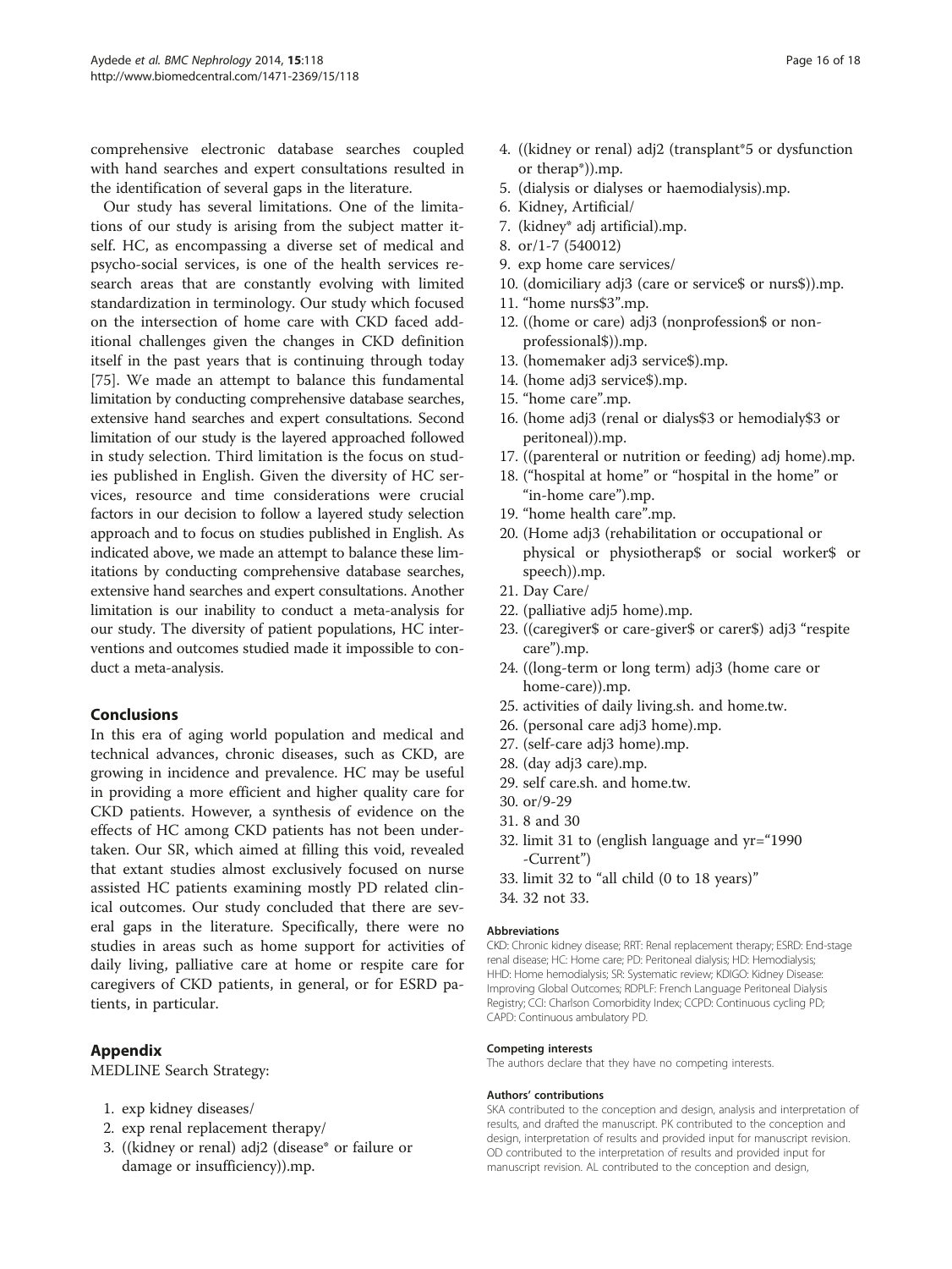comprehensive electronic database searches coupled with hand searches and expert consultations resulted in the identification of several gaps in the literature.

Our study has several limitations. One of the limitations of our study is arising from the subject matter itself. HC, as encompassing a diverse set of medical and psycho-social services, is one of the health services research areas that are constantly evolving with limited standardization in terminology. Our study which focused on the intersection of home care with CKD faced additional challenges given the changes in CKD definition itself in the past years that is continuing through today [75]. We made an attempt to balance this fundamental limitation by conducting comprehensive database searches, extensive hand searches and expert consultations. Second limitation of our study is the layered approached followed in study selection. Third limitation is the focus on studies published in English. Given the diversity of HC services, resource and time considerations were crucial factors in our decision to follow a layered study selection approach and to focus on studies published in English. As indicated above, we made an attempt to balance these limitations by conducting comprehensive database searches, extensive hand searches and expert consultations. Another limitation is our inability to conduct a meta-analysis for our study. The diversity of patient populations, HC interventions and outcomes studied made it impossible to conduct a meta-analysis.

## Conclusions

In this era of aging world population and medical and technical advances, chronic diseases, such as CKD, are growing in incidence and prevalence. HC may be useful in providing a more efficient and higher quality care for CKD patients. However, a synthesis of evidence on the effects of HC among CKD patients has not been undertaken. Our SR, which aimed at filling this void, revealed that extant studies almost exclusively focused on nurse assisted HC patients examining mostly PD related clinical outcomes. Our study concluded that there are several gaps in the literature. Specifically, there were no studies in areas such as home support for activities of daily living, palliative care at home or respite care for caregivers of CKD patients, in general, or for ESRD patients, in particular.

## Appendix

MEDLINE Search Strategy:

1. exp kidney diseases/
2. exp renal replacement therapy/
3. ((kidney or renal) adj2 (disease* or failure or damage or insufficiency)).mp.
4. ((kidney or renal) adj2 (transplant*5 or dysfunction or therap*)).mp.
5. (dialysis or dialyses or haemodialysis).mp.
6. Kidney, Artificial/
7. (kidney* adj artificial).mp.
8. or/1-7 (540012)
9. exp home care services/
10. (domiciliary adj3 (care or service$ or nurs$)).mp.
11. "home nurs$3".mp.
12. ((home or care) adj3 (nonprofession$ or non-professional$)).mp.
13. (homemaker adj3 service$).mp.
14. (home adj3 service$).mp.
15. "home care".mp.
16. (home adj3 (renal or dialys$3 or hemodialy$3 or peritoneal)).mp.
17. ((parenteral or nutrition or feeding) adj home).mp.
18. ("hospital at home" or "hospital in the home" or "in-home care").mp.
19. "home health care".mp.
20. (Home adj3 (rehabilitation or occupational or physical or physiotherap$ or social worker$ or speech)).mp.
21. Day Care/
22. (palliative adj5 home).mp.
23. ((caregiver$ or care-giver$ or carer$) adj3 "respite care").mp.
24. ((long-term or long term) adj3 (home care or home-care)).mp.
25. activities of daily living.sh. and home.tw.
26. (personal care adj3 home).mp.
27. (self-care adj3 home).mp.
28. (day adj3 care).mp.
29. self care.sh. and home.tw.
30. or/9-29
31. 8 and 30
32. limit 31 to (english language and yr="1990 -Current")
33. limit 32 to "all child (0 to 18 years)"
34. 32 not 33.

#### Abbreviations

CKD: Chronic kidney disease; RRT: Renal replacement therapy; ESRD: End-stage renal disease; HC: Home care; PD: Peritoneal dialysis; HD: Hemodialysis; HHD: Home hemodialysis; SR: Systematic review; KDIGO: Kidney Disease: Improving Global Outcomes; RDPLF: French Language Peritoneal Dialysis Registry; CCI: Charlson Comorbidity Index; CCPD: Continuous cycling PD; CAPD: Continuous ambulatory PD.

#### Competing interests

The authors declare that they have no competing interests.

#### Authors' contributions

SKA contributed to the conception and design, analysis and interpretation of results, and drafted the manuscript. PK contributed to the conception and design, interpretation of results and provided input for manuscript revision. OD contributed to the interpretation of results and provided input for manuscript revision. AL contributed to the conception and design,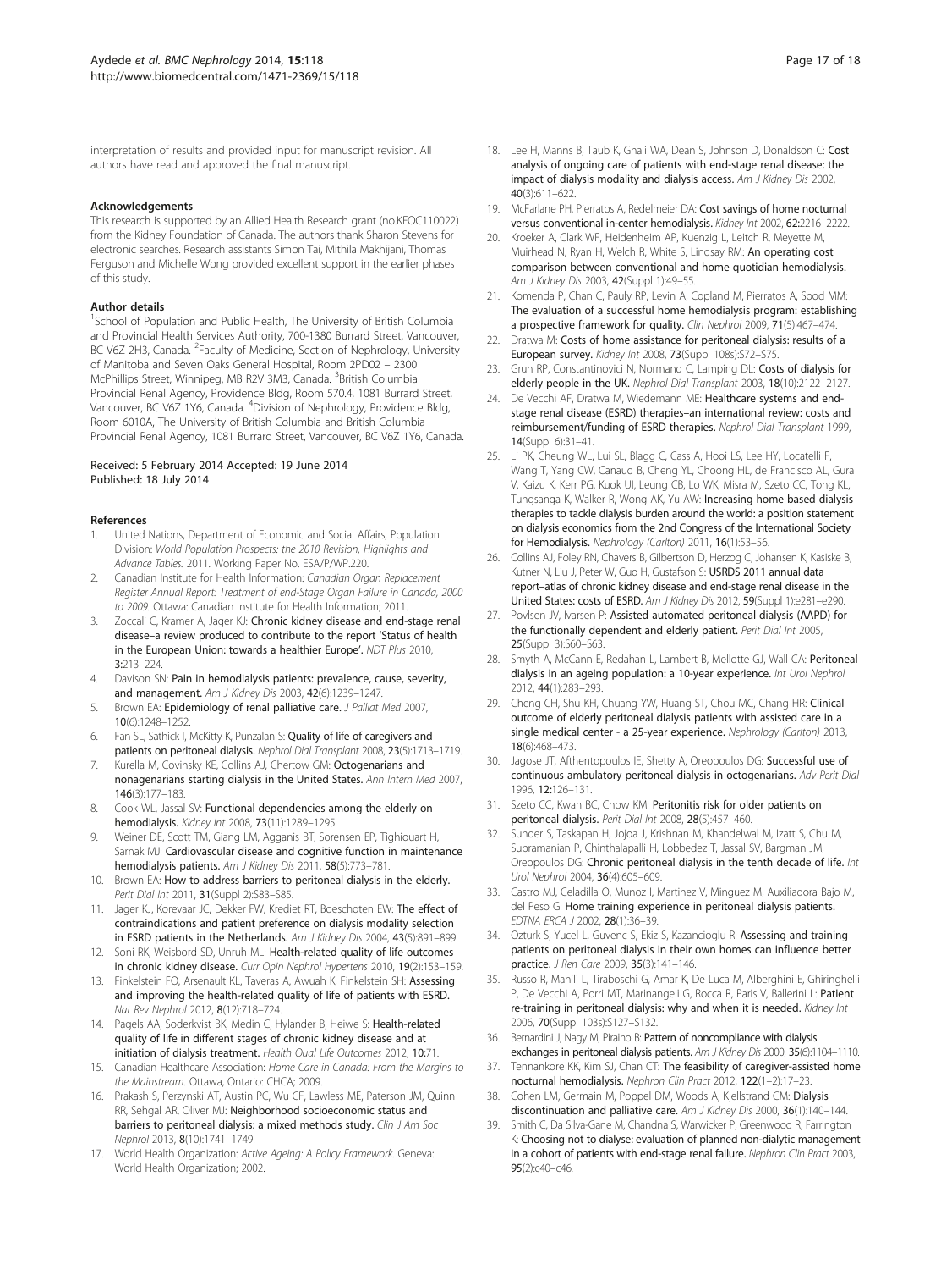interpretation of results and provided input for manuscript revision. All authors have read and approved the final manuscript.

#### Acknowledgements

This research is supported by an Allied Health Research grant (no.KFOC110022) from the Kidney Foundation of Canada. The authors thank Sharon Stevens for electronic searches. Research assistants Simon Tai, Mithila Makhijani, Thomas Ferguson and Michelle Wong provided excellent support in the earlier phases of this study.

#### Author details

[1]School of Population and Public Health, The University of British Columbia and Provincial Health Services Authority, 700-1380 Burrard Street, Vancouver, BC V6Z 2H3, Canada. [2]Faculty of Medicine, Section of Nephrology, University of Manitoba and Seven Oaks General Hospital, Room 2PD02 – 2300 McPhillips Street, Winnipeg, MB R2V 3M3, Canada. [3]British Columbia Provincial Renal Agency, Providence Bldg, Room 570.4, 1081 Burrard Street, Vancouver, BC V6Z 1Y6, Canada. [4]Division of Nephrology, Providence Bldg, Room 6010A, The University of British Columbia and British Columbia Provincial Renal Agency, 1081 Burrard Street, Vancouver, BC V6Z 1Y6, Canada.

Received: 5 February 2014 Accepted: 19 June 2014
Published: 18 July 2014

#### References

1. United Nations, Department of Economic and Social Affairs, Population Division: *World Population Prospects: the 2010 Revision, Highlights and Advance Tables.* 2011. Working Paper No. ESA/P/WP.220.
2. Canadian Institute for Health Information: *Canadian Organ Replacement Register Annual Report: Treatment of end-Stage Organ Failure in Canada, 2000 to 2009.* Ottawa: Canadian Institute for Health Information; 2011.
3. Zoccali C, Kramer A, Jager KJ: **Chronic kidney disease and end-stage renal disease–a review produced to contribute to the report 'Status of health in the European Union: towards a healthier Europe'.** *NDT Plus* 2010, **3**:213–224.
4. Davison SN: **Pain in hemodialysis patients: prevalence, cause, severity, and management.** *Am J Kidney Dis* 2003, **42**(6):1239–1247.
5. Brown EA: **Epidemiology of renal palliative care.** *J Palliat Med* 2007, **10**(6):1248–1252.
6. Fan SL, Sathick I, McKitty K, Punzalan S: **Quality of life of caregivers and patients on peritoneal dialysis.** *Nephrol Dial Transplant* 2008, **23**(5):1713–1719.
7. Kurella M, Covinsky KE, Collins AJ, Chertow GM: **Octogenarians and nonagenarians starting dialysis in the United States.** *Ann Intern Med* 2007, **146**(3):177–183.
8. Cook WL, Jassal SV: **Functional dependencies among the elderly on hemodialysis.** *Kidney Int* 2008, **73**(11):1289–1295.
9. Weiner DE, Scott TM, Giang LM, Agganis BT, Sorensen EP, Tighiouart H, Sarnak MJ: **Cardiovascular disease and cognitive function in maintenance hemodialysis patients.** *Am J Kidney Dis* 2011, **58**(5):773–781.
10. Brown EA: **How to address barriers to peritoneal dialysis in the elderly.** *Perit Dial Int* 2011, **31**(Suppl 2):S83–S85.
11. Jager KJ, Korevaar JC, Dekker FW, Krediet RT, Boeschoten EW: **The effect of contraindications and patient preference on dialysis modality selection in ESRD patients in the Netherlands.** *Am J Kidney Dis* 2004, **43**(5):891–899.
12. Soni RK, Weisbord SD, Unruh ML: **Health-related quality of life outcomes in chronic kidney disease.** *Curr Opin Nephrol Hypertens* 2010, **19**(2):153–159.
13. Finkelstein FO, Arsenault KL, Taveras A, Awuah K, Finkelstein SH: **Assessing and improving the health-related quality of life of patients with ESRD.** *Nat Rev Nephrol* 2012, **8**(12):718–724.
14. Pagels AA, Soderkvist BK, Medin C, Hylander B, Heiwe S: **Health-related quality of life in different stages of chronic kidney disease and at initiation of dialysis treatment.** *Health Qual Life Outcomes* 2012, **10**:71.
15. Canadian Healthcare Association: *Home Care in Canada: From the Margins to the Mainstream.* Ottawa, Ontario: CHCA; 2009.
16. Prakash S, Perzynski AT, Austin PC, Wu CF, Lawless ME, Paterson JM, Quinn RR, Sehgal AR, Oliver MJ: **Neighborhood socioeconomic status and barriers to peritoneal dialysis: a mixed methods study.** *Clin J Am Soc Nephrol* 2013, **8**(10):1741–1749.
17. World Health Organization: *Active Ageing: A Policy Framework.* Geneva: World Health Organization; 2002.
18. Lee H, Manns B, Taub K, Ghali WA, Dean S, Johnson D, Donaldson C: **Cost analysis of ongoing care of patients with end-stage renal disease: the impact of dialysis modality and dialysis access.** *Am J Kidney Dis* 2002, **40**(3):611–622.
19. McFarlane PH, Pierratos A, Redelmeier DA: **Cost savings of home nocturnal versus conventional in-center hemodialysis.** *Kidney Int* 2002, **62**:2216–2222.
20. Kroeker A, Clark WF, Heidenheim AP, Kuenzig L, Leitch R, Meyette M, Muirhead N, Ryan H, Welch R, White S, Lindsay RM: **An operating cost comparison between conventional and home quotidian hemodialysis.** *Am J Kidney Dis* 2003, **42**(Suppl 1):49–55.
21. Komenda P, Chan C, Pauly RP, Levin A, Copland M, Pierratos A, Sood MM: **The evaluation of a successful home hemodialysis program: establishing a prospective framework for quality.** *Clin Nephrol* 2009, **71**(5):467–474.
22. Dratwa M: **Costs of home assistance for peritoneal dialysis: results of a European survey.** *Kidney Int* 2008, **73**(Suppl 108s):S72–S75.
23. Grun RP, Constantinovici N, Normand C, Lamping DL: **Costs of dialysis for elderly people in the UK.** *Nephrol Dial Transplant* 2003, **18**(10):2122–2127.
24. De Vecchi AF, Dratwa M, Wiedemann ME: **Healthcare systems and end-stage renal disease (ESRD) therapies–an international review: costs and reimbursement/funding of ESRD therapies.** *Nephrol Dial Transplant* 1999, **14**(Suppl 6):31–41.
25. Li PK, Cheung WL, Lui SL, Blagg C, Cass A, Hooi LS, Lee HY, Locatelli F, Wang T, Yang CW, Canaud B, Cheng YL, Choong HL, de Francisco AL, Gura V, Kaizu K, Kerr PG, Kuok UI, Leung CB, Lo WK, Misra M, Szeto CC, Tong KL, Tungsanga K, Walker R, Wong AK, Yu AW: **Increasing home based dialysis therapies to tackle dialysis burden around the world: a position statement on dialysis economics from the 2nd Congress of the International Society for Hemodialysis.** *Nephrology (Carlton)* 2011, **16**(1):53–56.
26. Collins AJ, Foley RN, Chavers B, Gilbertson D, Herzog C, Johansen K, Kasiske B, Kutner N, Liu J, Peter W, Guo H, Gustafson S: **USRDS 2011 annual data report–atlas of chronic kidney disease and end-stage renal disease in the United States: costs of ESRD.** *Am J Kidney Dis* 2012, **59**(Suppl 1):e281–e290.
27. Povlsen JV, Ivarsen P: **Assisted automated peritoneal dialysis (AAPD) for the functionally dependent and elderly patient.** *Perit Dial Int* 2005, **25**(Suppl 3):S60–S63.
28. Smyth A, McCann E, Redahan L, Lambert B, Mellotte GJ, Wall CA: **Peritoneal dialysis in an ageing population: a 10-year experience.** *Int Urol Nephrol* 2012, **44**(1):283–293.
29. Cheng CH, Shu KH, Chuang YW, Huang ST, Chou MC, Chang HR: **Clinical outcome of elderly peritoneal dialysis patients with assisted care in a single medical center - a 25-year experience.** *Nephrology (Carlton)* 2013, **18**(6):468–473.
30. Jagose JT, Afthentopoulos IE, Shetty A, Oreopoulos DG: **Successful use of continuous ambulatory peritoneal dialysis in octogenarians.** *Adv Perit Dial* 1996, **12**:126–131.
31. Szeto CC, Kwan BC, Chow KM: **Peritonitis risk for older patients on peritoneal dialysis.** *Perit Dial Int* 2008, **28**(5):457–460.
32. Sunder S, Taskapan H, Jojoa J, Krishnan M, Khandelwal M, Izatt S, Chu M, Subramanian P, Chinthalapalli H, Lobbedez T, Jassal SV, Bargman JM, Oreopoulos DG: **Chronic peritoneal dialysis in the tenth decade of life.** *Int Urol Nephrol* 2004, **36**(4):605–609.
33. Castro MJ, Celadilla O, Munoz I, Martinez V, Minguez M, Auxiliadora Bajo M, del Peso G: **Home training experience in peritoneal dialysis patients.** *EDTNA ERCA J* 2002, **28**(1):36–39.
34. Ozturk S, Yucel L, Guvenc S, Ekiz S, Kazancioglu R: **Assessing and training patients on peritoneal dialysis in their own homes can influence better practice.** *J Ren Care* 2009, **35**(3):141–146.
35. Russo R, Manili L, Tiraboschi G, Amar K, De Luca M, Alberghini E, Ghiringhelli P, De Vecchi A, Porri MT, Marinangeli G, Rocca R, Paris V, Ballerini L: **Patient re-training in peritoneal dialysis: why and when it is needed.** *Kidney Int* 2006, **70**(Suppl 103s):S127–S132.
36. Bernardini J, Nagy M, Piraino B: **Pattern of noncompliance with dialysis exchanges in peritoneal dialysis patients.** *Am J Kidney Dis* 2000, **35**(6):1104–1110.
37. Tennankore KK, Kim SJ, Chan CT: **The feasibility of caregiver-assisted home nocturnal hemodialysis.** *Nephron Clin Pract* 2012, **122**(1–2):17–23.
38. Cohen LM, Germain M, Poppel DM, Woods A, Kjellstrand CM: **Dialysis discontinuation and palliative care.** *Am J Kidney Dis* 2000, **36**(1):140–144.
39. Smith C, Da Silva-Gane M, Chandna S, Warwicker P, Greenwood R, Farrington K: **Choosing not to dialyse: evaluation of planned non-dialytic management in a cohort of patients with end-stage renal failure.** *Nephron Clin Pract* 2003, **95**(2):c40–c46.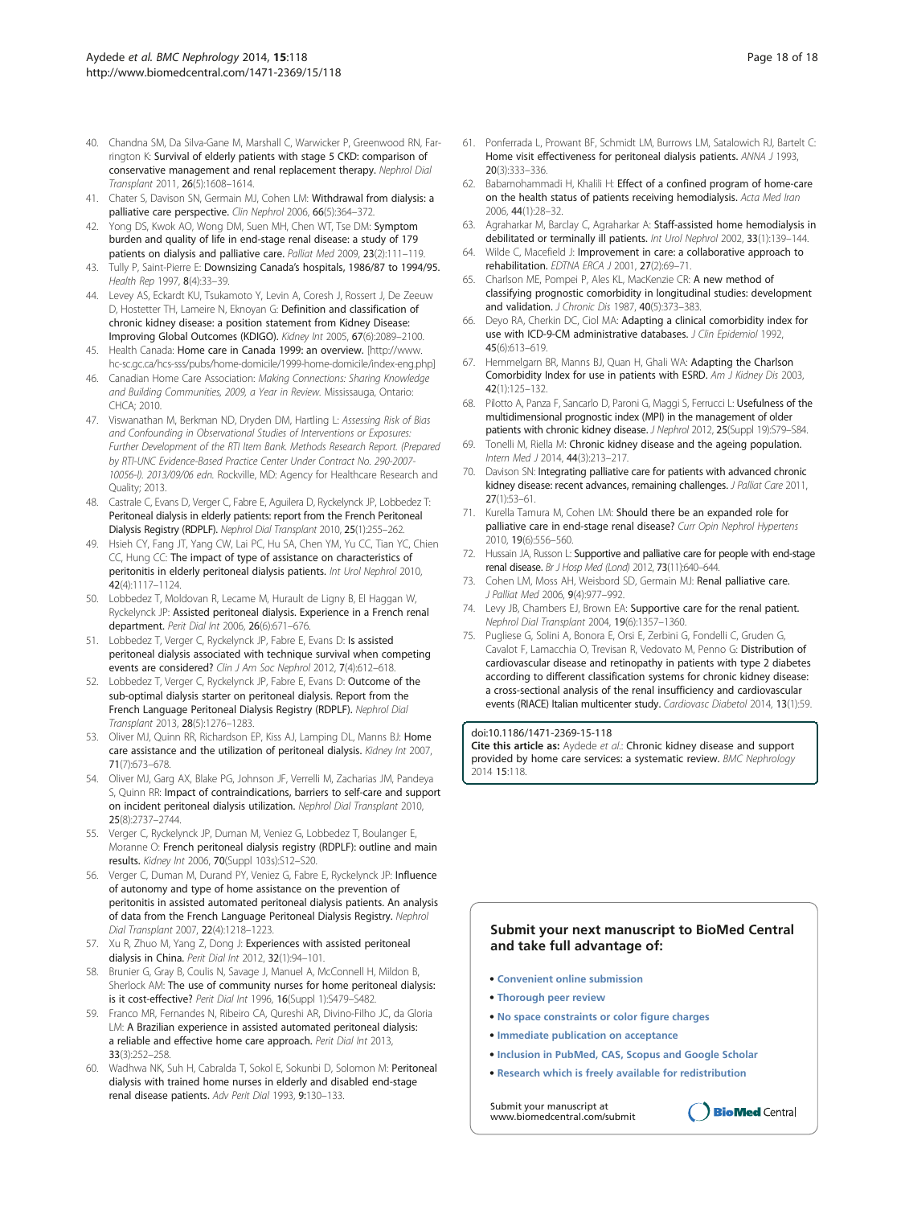40. Chandna SM, Da Silva-Gane M, Marshall C, Warwicker P, Greenwood RN, Farrington K: **Survival of elderly patients with stage 5 CKD: comparison of conservative management and renal replacement therapy.** *Nephrol Dial Transplant* 2011, **26**(5):1608–1614.
41. Chater S, Davison SN, Germain MJ, Cohen LM: **Withdrawal from dialysis: a palliative care perspective.** *Clin Nephrol* 2006, **66**(5):364–372.
42. Yong DS, Kwok AO, Wong DM, Suen MH, Chen WT, Tse DM: **Symptom burden and quality of life in end-stage renal disease: a study of 179 patients on dialysis and palliative care.** *Palliat Med* 2009, **23**(2):111–119.
43. Tully P, Saint-Pierre E: **Downsizing Canada's hospitals, 1986/87 to 1994/95.** *Health Rep* 1997, **8**(4):33–39.
44. Levey AS, Eckardt KU, Tsukamoto Y, Levin A, Coresh J, Rossert J, De Zeeuw D, Hostetter TH, Lameire N, Eknoyan G: **Definition and classification of chronic kidney disease: a position statement from Kidney Disease: Improving Global Outcomes (KDIGO).** *Kidney Int* 2005, **67**(6):2089–2100.
45. Health Canada: **Home care in Canada 1999: an overview.** [http://www.hc-sc.gc.ca/hcs-sss/pubs/home-domicile/1999-home-domicile/index-eng.php]
46. Canadian Home Care Association: *Making Connections: Sharing Knowledge and Building Communities, 2009, a Year in Review.* Mississauga, Ontario: CHCA; 2010.
47. Viswanathan M, Berkman ND, Dryden DM, Hartling L: *Assessing Risk of Bias and Confounding in Observational Studies of Interventions or Exposures: Further Development of the RTI Item Bank. Methods Research Report. (Prepared by RTI-UNC Evidence-Based Practice Center Under Contract No. 290-2007-10056-I). 2013/09/06 edn.* Rockville, MD: Agency for Healthcare Research and Quality; 2013.
48. Castrale C, Evans D, Verger C, Fabre E, Aguilera D, Ryckelynck JP, Lobbedez T: **Peritoneal dialysis in elderly patients: report from the French Peritoneal Dialysis Registry (RDPLF).** *Nephrol Dial Transplant* 2010, **25**(1):255–262.
49. Hsieh CY, Fang JT, Yang CW, Lai PC, Hu SA, Chen YM, Yu CC, Tian YC, Chien CC, Hung CC: **The impact of type of assistance on characteristics of peritonitis in elderly peritoneal dialysis patients.** *Int Urol Nephrol* 2010, **42**(4):1117–1124.
50. Lobbedez T, Moldovan R, Lecame M, Hurault de Ligny B, El Haggan W, Ryckelynck JP: **Assisted peritoneal dialysis. Experience in a French renal department.** *Perit Dial Int* 2006, **26**(6):671–676.
51. Lobbedez T, Verger C, Ryckelynck JP, Fabre E, Evans D: **Is assisted peritoneal dialysis associated with technique survival when competing events are considered?** *Clin J Am Soc Nephrol* 2012, **7**(4):612–618.
52. Lobbedez T, Verger C, Ryckelynck JP, Fabre E, Evans D: **Outcome of the sub-optimal dialysis starter on peritoneal dialysis. Report from the French Language Peritoneal Dialysis Registry (RDPLF).** *Nephrol Dial Transplant* 2013, **28**(5):1276–1283.
53. Oliver MJ, Quinn RR, Richardson EP, Kiss AJ, Lamping DL, Manns BJ: **Home care assistance and the utilization of peritoneal dialysis.** *Kidney Int* 2007, **71**(7):673–678.
54. Oliver MJ, Garg AX, Blake PG, Johnson JF, Verrelli M, Zacharias JM, Pandeya S, Quinn RR: **Impact of contraindications, barriers to self-care and support on incident peritoneal dialysis utilization.** *Nephrol Dial Transplant* 2010, **25**(8):2737–2744.
55. Verger C, Ryckelynck JP, Duman M, Veniez G, Lobbedez T, Boulanger E, Moranne O: **French peritoneal dialysis registry (RDPLF): outline and main results.** *Kidney Int* 2006, **70**(Suppl 103s):S12–S20.
56. Verger C, Duman M, Durand PY, Veniez G, Fabre E, Ryckelynck JP: **Influence of autonomy and type of home assistance on the prevention of peritonitis in assisted automated peritoneal dialysis patients. An analysis of data from the French Language Peritoneal Dialysis Registry.** *Nephrol Dial Transplant* 2007, **22**(4):1218–1223.
57. Xu R, Zhuo M, Yang Z, Dong J: **Experiences with assisted peritoneal dialysis in China.** *Perit Dial Int* 2012, **32**(1):94–101.
58. Brunier G, Gray B, Coulis N, Savage J, Manuel A, McConnell H, Mildon B, Sherlock AM: **The use of community nurses for home peritoneal dialysis: is it cost-effective?** *Perit Dial Int* 1996, **16**(Suppl 1):S479–S482.
59. Franco MR, Fernandes N, Ribeiro CA, Qureshi AR, Divino-Filho JC, da Gloria LM: **A Brazilian experience in assisted automated peritoneal dialysis: a reliable and effective home care approach.** *Perit Dial Int* 2013, **33**(3):252–258.
60. Wadhwa NK, Suh H, Cabralda T, Sokol E, Sokunbi D, Solomon M: **Peritoneal dialysis with trained home nurses in elderly and disabled end-stage renal disease patients.** *Adv Perit Dial* 1993, **9**:130–133.
61. Ponferrada L, Prowant BF, Schmidt LM, Burrows LM, Satalowich RJ, Bartelt C: **Home visit effectiveness for peritoneal dialysis patients.** *ANNA J* 1993, **20**(3):333–336.
62. Babamohammadi H, Khalili H: **Effect of a confined program of home-care on the health status of patients receiving hemodialysis.** *Acta Med Iran* 2006, **44**(1):28–32.
63. Agraharkar M, Barclay C, Agraharkar A: **Staff-assisted home hemodialysis in debilitated or terminally ill patients.** *Int Urol Nephrol* 2002, **33**(1):139–144.
64. Wilde C, Macefield J: **Improvement in care: a collaborative approach to rehabilitation.** *EDTNA ERCA J* 2001, **27**(2):69–71.
65. Charlson ME, Pompei P, Ales KL, MacKenzie CR: **A new method of classifying prognostic comorbidity in longitudinal studies: development and validation.** *J Chronic Dis* 1987, **40**(5):373–383.
66. Deyo RA, Cherkin DC, Ciol MA: **Adapting a clinical comorbidity index for use with ICD-9-CM administrative databases.** *J Clin Epidemiol* 1992, **45**(6):613–619.
67. Hemmelgarn BR, Manns BJ, Quan H, Ghali WA: **Adapting the Charlson Comorbidity Index for use in patients with ESRD.** *Am J Kidney Dis* 2003, **42**(1):125–132.
68. Pilotto A, Panza F, Sancarlo D, Paroni G, Maggi S, Ferrucci L: **Usefulness of the multidimensional prognostic index (MPI) in the management of older patients with chronic kidney disease.** *J Nephrol* 2012, **25**(Suppl 19):S79–S84.
69. Tonelli M, Riella M: **Chronic kidney disease and the ageing population.** *Intern Med J* 2014, **44**(3):213–217.
70. Davison SN: **Integrating palliative care for patients with advanced chronic kidney disease: recent advances, remaining challenges.** *J Palliat Care* 2011, **27**(1):53–61.
71. Kurella Tamura M, Cohen LM: **Should there be an expanded role for palliative care in end-stage renal disease?** *Curr Opin Nephrol Hypertens* 2010, **19**(6):556–560.
72. Hussain JA, Russon L: **Supportive and palliative care for people with end-stage renal disease.** *Br J Hosp Med (Lond)* 2012, **73**(11):640–644.
73. Cohen LM, Moss AH, Weisbord SD, Germain MJ: **Renal palliative care.** *J Palliat Med* 2006, **9**(4):977–992.
74. Levy JB, Chambers EJ, Brown EA: **Supportive care for the renal patient.** *Nephrol Dial Transplant* 2004, **19**(6):1357–1360.
75. Pugliese G, Solini A, Bonora E, Orsi E, Zerbini G, Fondelli C, Gruden G, Cavalot F, Lamacchia O, Trevisan R, Vedovato M, Penno G: **Distribution of cardiovascular disease and retinopathy in patients with type 2 diabetes according to different classification systems for chronic kidney disease: a cross-sectional analysis of the renal insufficiency and cardiovascular events (RIACE) Italian multicenter study.** *Cardiovasc Diabetol* 2014, **13**(1):59.

doi:10.1186/1471-2369-15-118

**Cite this article as:** Aydede *et al.*: Chronic kidney disease and support provided by home care services: a systematic review. *BMC Nephrology* 2014 **15**:118.

**Submit your next manuscript to BioMed Central and take full advantage of:**

- **Convenient online submission**
- **Thorough peer review**
- **No space constraints or color figure charges**
- **Immediate publication on acceptance**
- **Inclusion in PubMed, CAS, Scopus and Google Scholar**
- **Research which is freely available for redistribution**

Submit your manuscript at www.biomedcentral.com/submit

BioMed Central